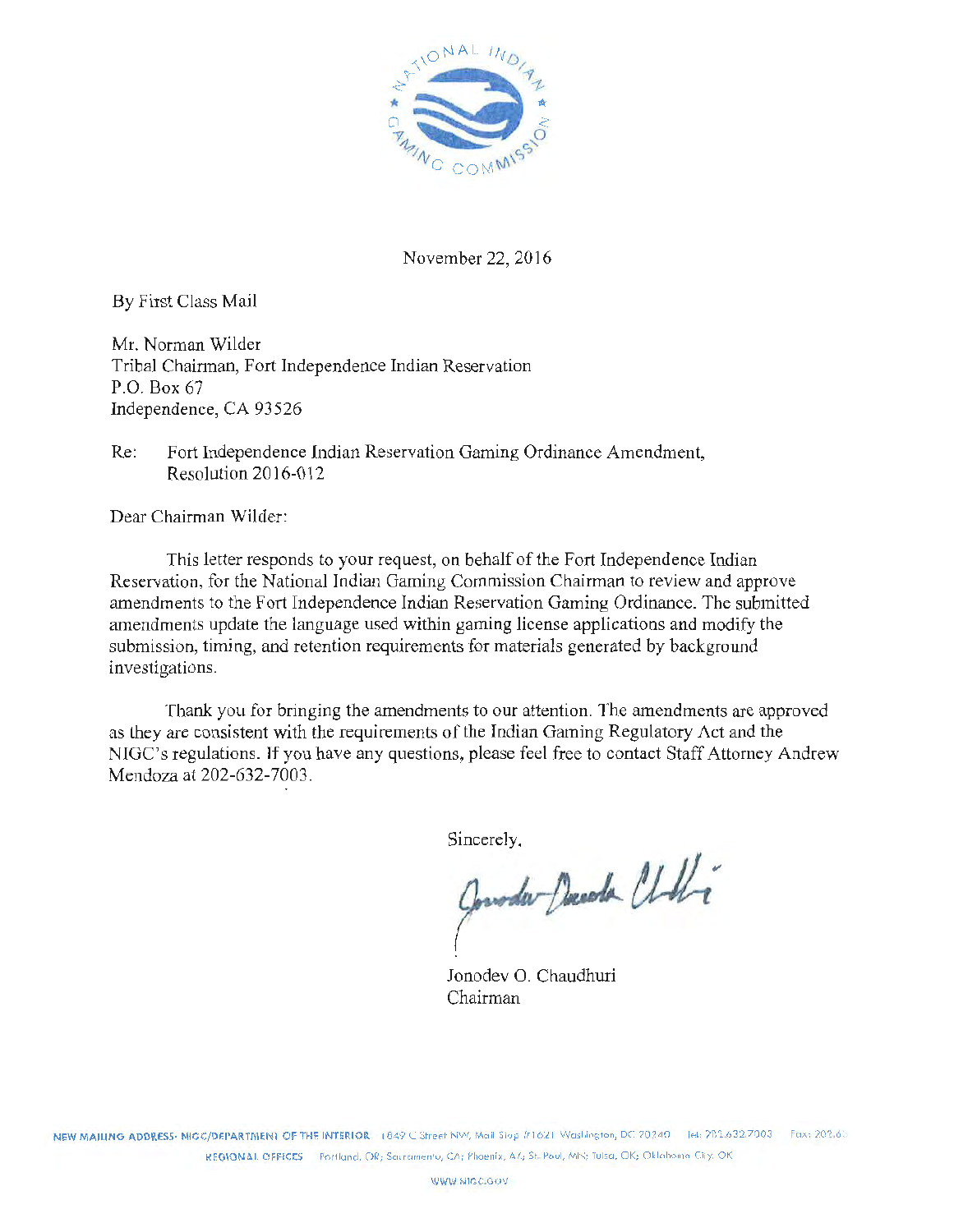November 22, 2016

By First Class Mail

Mr. Norman Wilder
Tribal Chairman, Fort Independence Indian Reservation
P.O. Box 67
Independence, CA 93526

Re: Fort Independence Indian Reservation Gaming Ordinance Amendment, Resolution 2016-012

Dear Chairman Wilder:

This letter responds to your request, on behalf of the Fort Independence Indian Reservation, for the National Indian Gaming Commission Chairman to review and approve amendments to the Fort Independence Indian Reservation Gaming Ordinance. The submitted amendments update the language used within gaming license applications and modify the submission, timing, and retention requirements for materials generated by background investigations.

Thank you for bringing the amendments to our attention. The amendments are approved as they are consistent with the requirements of the Indian Gaming Regulatory Act and the NIGC's regulations. If you have any questions, please feel free to contact Staff Attorney Andrew Mendoza at 202-632-7003.

Sincerely,

Jonodev O. Chaudhuri
Chairman

NEW MAILING ADDRESS: NIGC/DEPARTMENT OF THE INTERIOR 1849 C Street NW, Mail Stop #1621 Washington, DC 20240 Tel: 202.632.7003 Fax: 202.63

REGIONAL OFFICES Portland, OR; Sacramento, CA; Phoenix, AZ; St. Paul, MN; Tulsa, OK; Oklahoma City, OK

WWW.NIGC.GOV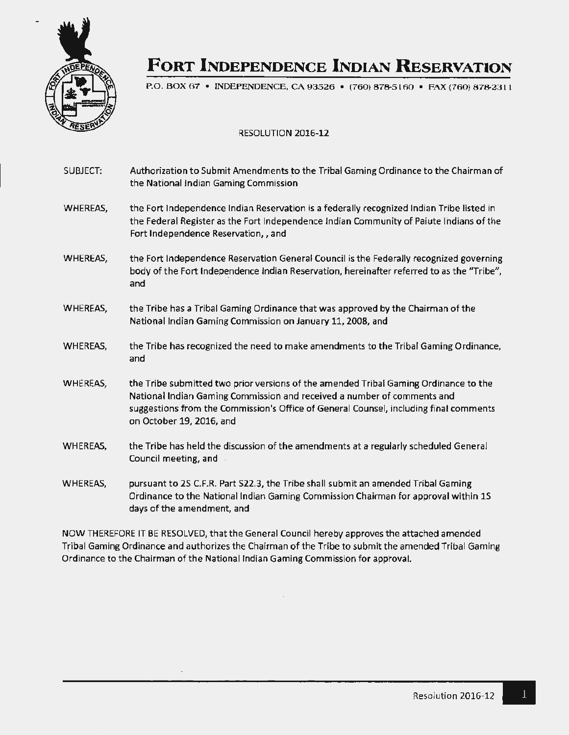# Fort Independence Indian Reservation

P.O. BOX 67 • INDEPENDENCE, CA 93526 • (760) 878-5160 • FAX (760) 878-2311

RESOLUTION 2016-12

SUBJECT: Authorization to Submit Amendments to the Tribal Gaming Ordinance to the Chairman of the National Indian Gaming Commission

WHEREAS, the Fort Independence Indian Reservation is a federally recognized Indian Tribe listed in the Federal Register as the Fort Independence Indian Community of Paiute Indians of the Fort Independence Reservation, , and

WHEREAS, the Fort Independence Reservation General Council is the Federally recognized governing body of the Fort Independence Indian Reservation, hereinafter referred to as the "Tribe", and

WHEREAS, the Tribe has a Tribal Gaming Ordinance that was approved by the Chairman of the National Indian Gaming Commission on January 11, 2008, and

WHEREAS, the Tribe has recognized the need to make amendments to the Tribal Gaming Ordinance, and

WHEREAS, the Tribe submitted two prior versions of the amended Tribal Gaming Ordinance to the National Indian Gaming Commission and received a number of comments and suggestions from the Commission's Office of General Counsel, including final comments on October 19, 2016, and

WHEREAS, the Tribe has held the discussion of the amendments at a regularly scheduled General Council meeting, and

WHEREAS, pursuant to 25 C.F.R. Part 522.3, the Tribe shall submit an amended Tribal Gaming Ordinance to the National Indian Gaming Commission Chairman for approval within 15 days of the amendment, and

NOW THEREFORE IT BE RESOLVED, that the General Council hereby approves the attached amended Tribal Gaming Ordinance and authorizes the Chairman of the Tribe to submit the amended Tribal Gaming Ordinance to the Chairman of the National Indian Gaming Commission for approval.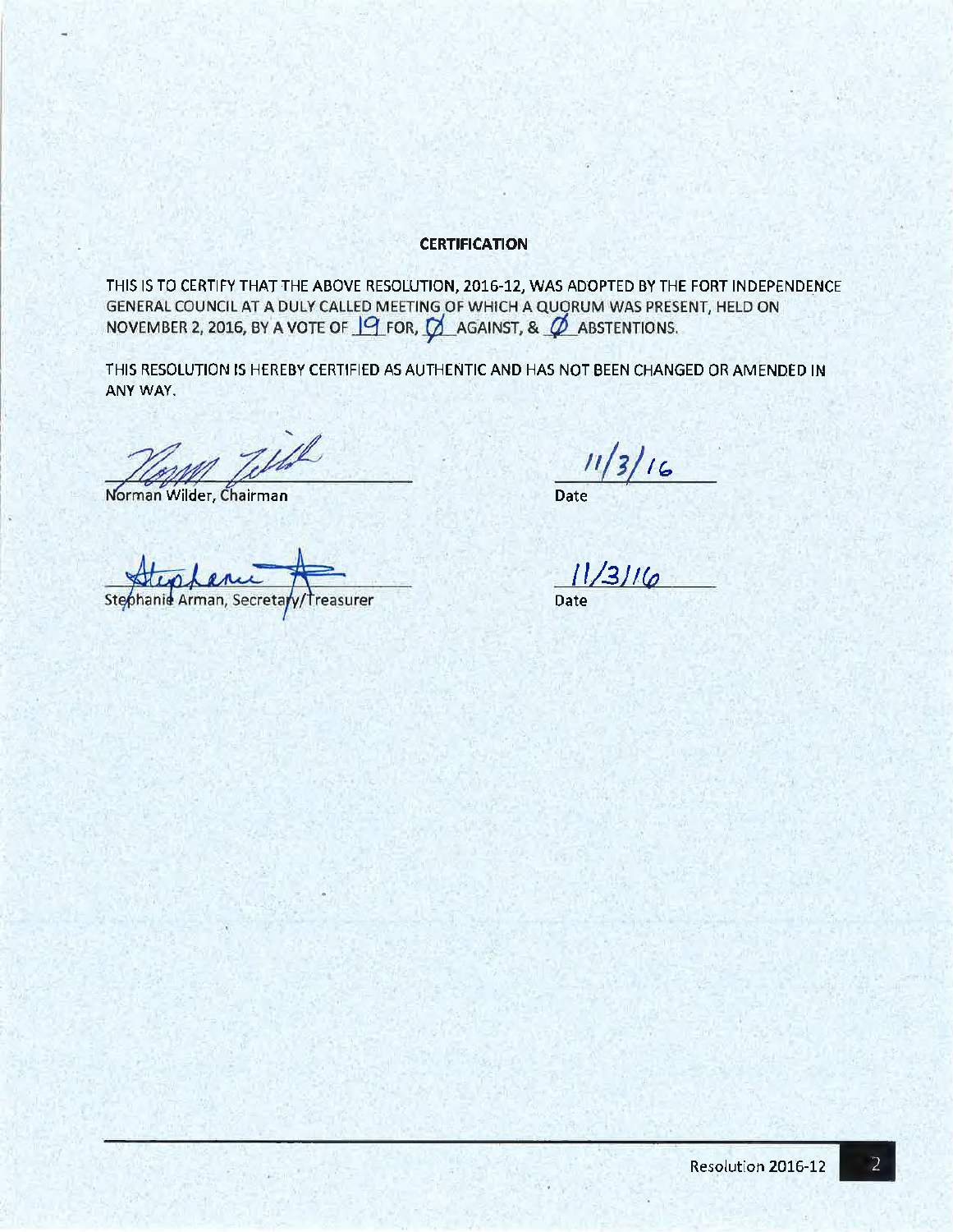## CERTIFICATION

THIS IS TO CERTIFY THAT THE ABOVE RESOLUTION, 2016-12, WAS ADOPTED BY THE FORT INDEPENDENCE GENERAL COUNCIL AT A DULY CALLED MEETING OF WHICH A QUORUM WAS PRESENT, HELD ON NOVEMBER 2, 2016, BY A VOTE OF 19 FOR, Ø AGAINST, & Ø ABSTENTIONS.

THIS RESOLUTION IS HEREBY CERTIFIED AS AUTHENTIC AND HAS NOT BEEN CHANGED OR AMENDED IN ANY WAY.

Norman Wilder, Chairman — Date: 11/3/16

Stephanie Arman, Secretary/Treasurer — Date: 11/3/16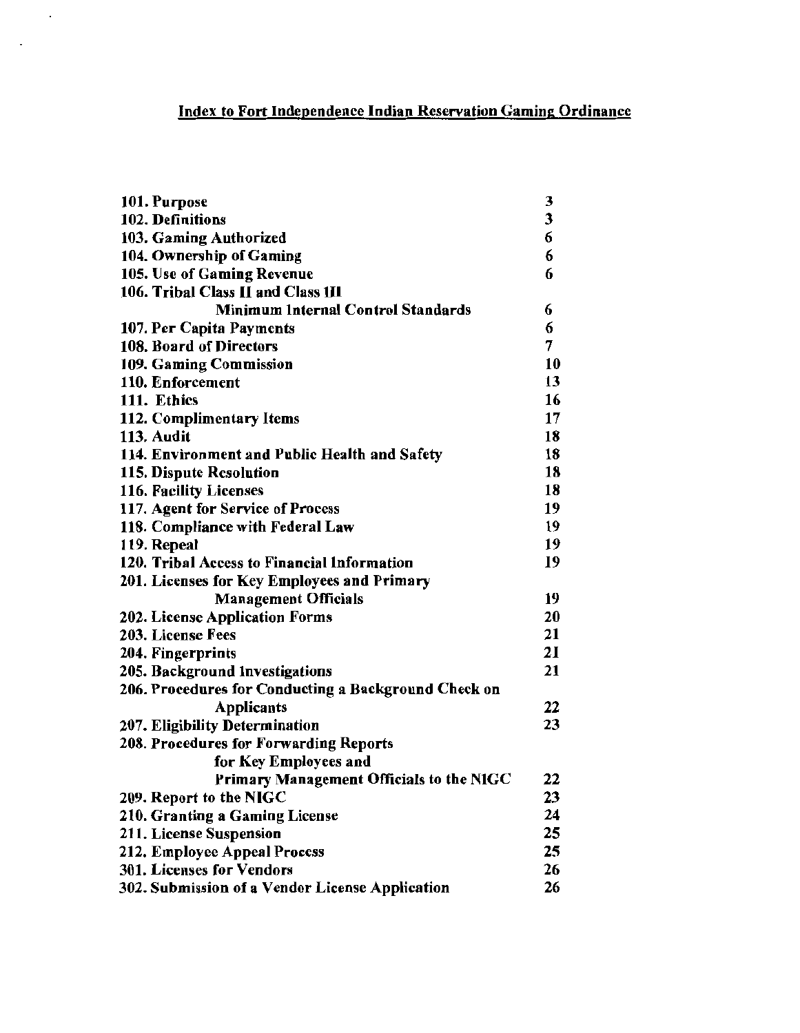# Index to Fort Independence Indian Reservation Gaming Ordinance

| | |
|---|---|
| **101. Purpose** | **3** |
| **102. Definitions** | **3** |
| **103. Gaming Authorized** | **6** |
| **104. Ownership of Gaming** | **6** |
| **105. Use of Gaming Revenue** | **6** |
| **106. Tribal Class II and Class III Minimum Internal Control Standards** | **6** |
| **107. Per Capita Payments** | **6** |
| **108. Board of Directors** | **7** |
| **109. Gaming Commission** | **10** |
| **110. Enforcement** | **13** |
| **111. Ethics** | **16** |
| **112. Complimentary Items** | **17** |
| **113. Audit** | **18** |
| **114. Environment and Public Health and Safety** | **18** |
| **115. Dispute Resolution** | **18** |
| **116. Facility Licenses** | **18** |
| **117. Agent for Service of Process** | **19** |
| **118. Compliance with Federal Law** | **19** |
| **119. Repeal** | **19** |
| **120. Tribal Access to Financial Information** | **19** |
| **201. Licenses for Key Employees and Primary Management Officials** | **19** |
| **202. License Application Forms** | **20** |
| **203. License Fees** | **21** |
| **204. Fingerprints** | **21** |
| **205. Background Investigations** | **21** |
| **206. Procedures for Conducting a Background Check on Applicants** | **22** |
| **207. Eligibility Determination** | **23** |
| **208. Procedures for Forwarding Reports for Key Employees and Primary Management Officials to the NIGC** | **22** |
| **209. Report to the NIGC** | **23** |
| **210. Granting a Gaming License** | **24** |
| **211. License Suspension** | **25** |
| **212. Employee Appeal Process** | **25** |
| **301. Licenses for Vendors** | **26** |
| **302. Submission of a Vendor License Application** | **26** |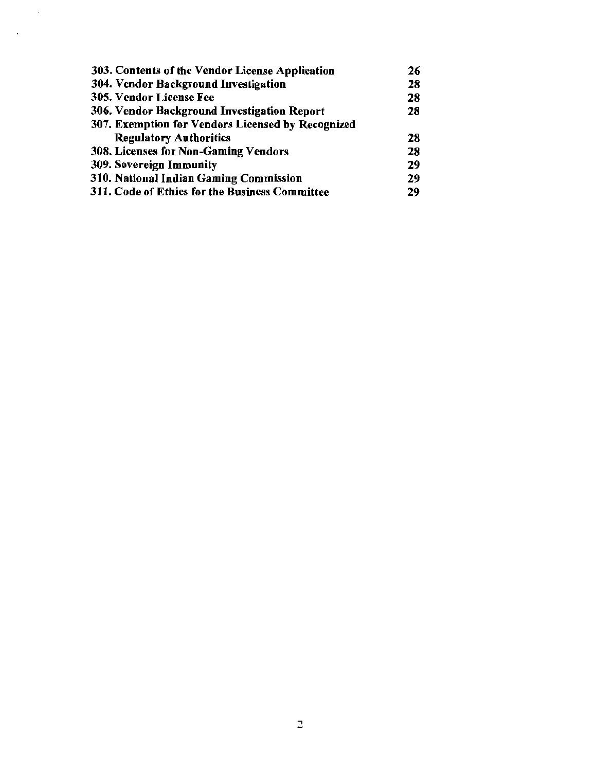| | |
|---|---|
| **303. Contents of the Vendor License Application** | **26** |
| **304. Vendor Background Investigation** | **28** |
| **305. Vendor License Fee** | **28** |
| **306. Vendor Background Investigation Report** | **28** |
| **307. Exemption for Vendors Licensed by Recognized Regulatory Authorities** | **28** |
| **308. Licenses for Non-Gaming Vendors** | **28** |
| **309. Sovereign Immunity** | **29** |
| **310. National Indian Gaming Commission** | **29** |
| **311. Code of Ethics for the Business Committee** | **29** |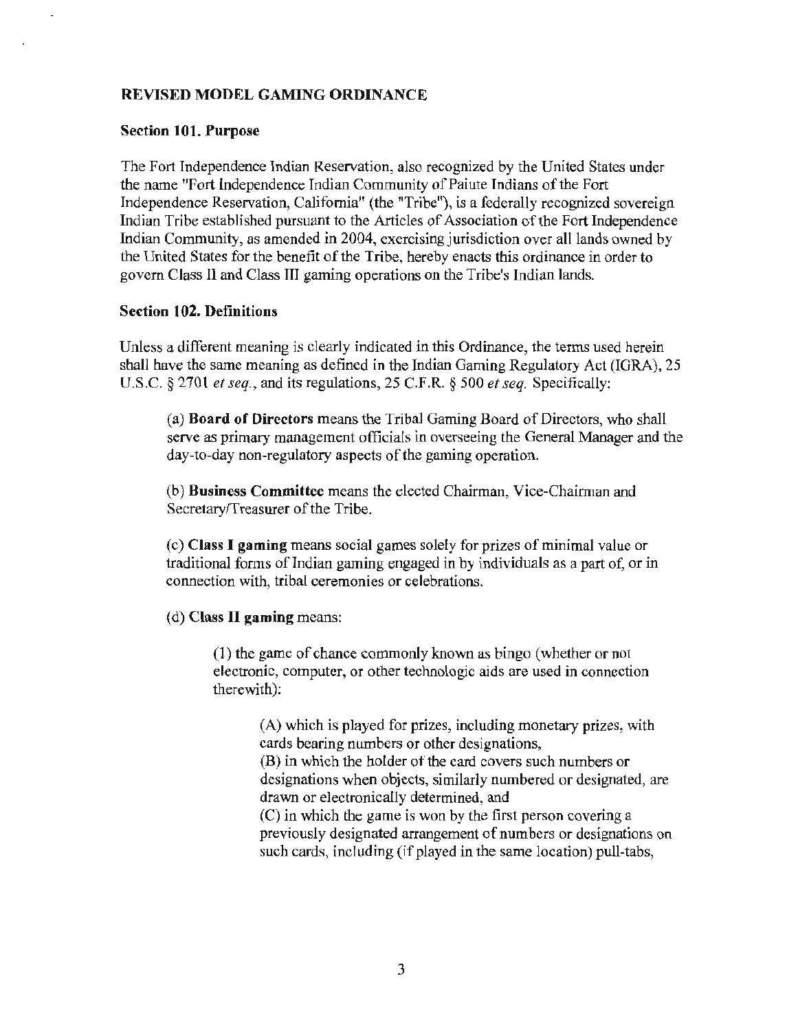## REVISED MODEL GAMING ORDINANCE

### Section 101. Purpose

The Fort Independence Indian Reservation, also recognized by the United States under the name "Fort Independence Indian Community of Paiute Indians of the Fort Independence Reservation, California" (the "Tribe"), is a federally recognized sovereign Indian Tribe established pursuant to the Articles of Association of the Fort Independence Indian Community, as amended in 2004, exercising jurisdiction over all lands owned by the United States for the benefit of the Tribe, hereby enacts this ordinance in order to govern Class II and Class III gaming operations on the Tribe's Indian lands.

### Section 102. Definitions

Unless a different meaning is clearly indicated in this Ordinance, the terms used herein shall have the same meaning as defined in the Indian Gaming Regulatory Act (IGRA), 25 U.S.C. § 2701 *et seq.*, and its regulations, 25 C.F.R. § 500 *et seq.* Specifically:

(a) **Board of Directors** means the Tribal Gaming Board of Directors, who shall serve as primary management officials in overseeing the General Manager and the day-to-day non-regulatory aspects of the gaming operation.

(b) **Business Committee** means the elected Chairman, Vice-Chairman and Secretary/Treasurer of the Tribe.

(c) **Class I gaming** means social games solely for prizes of minimal value or traditional forms of Indian gaming engaged in by individuals as a part of, or in connection with, tribal ceremonies or celebrations.

(d) **Class II gaming** means:

> (1) the game of chance commonly known as bingo (whether or not electronic, computer, or other technologic aids are used in connection therewith):
>
> > (A) which is played for prizes, including monetary prizes, with cards bearing numbers or other designations,
> > (B) in which the holder of the card covers such numbers or designations when objects, similarly numbered or designated, are drawn or electronically determined, and
> > (C) in which the game is won by the first person covering a previously designated arrangement of numbers or designations on such cards, including (if played in the same location) pull-tabs,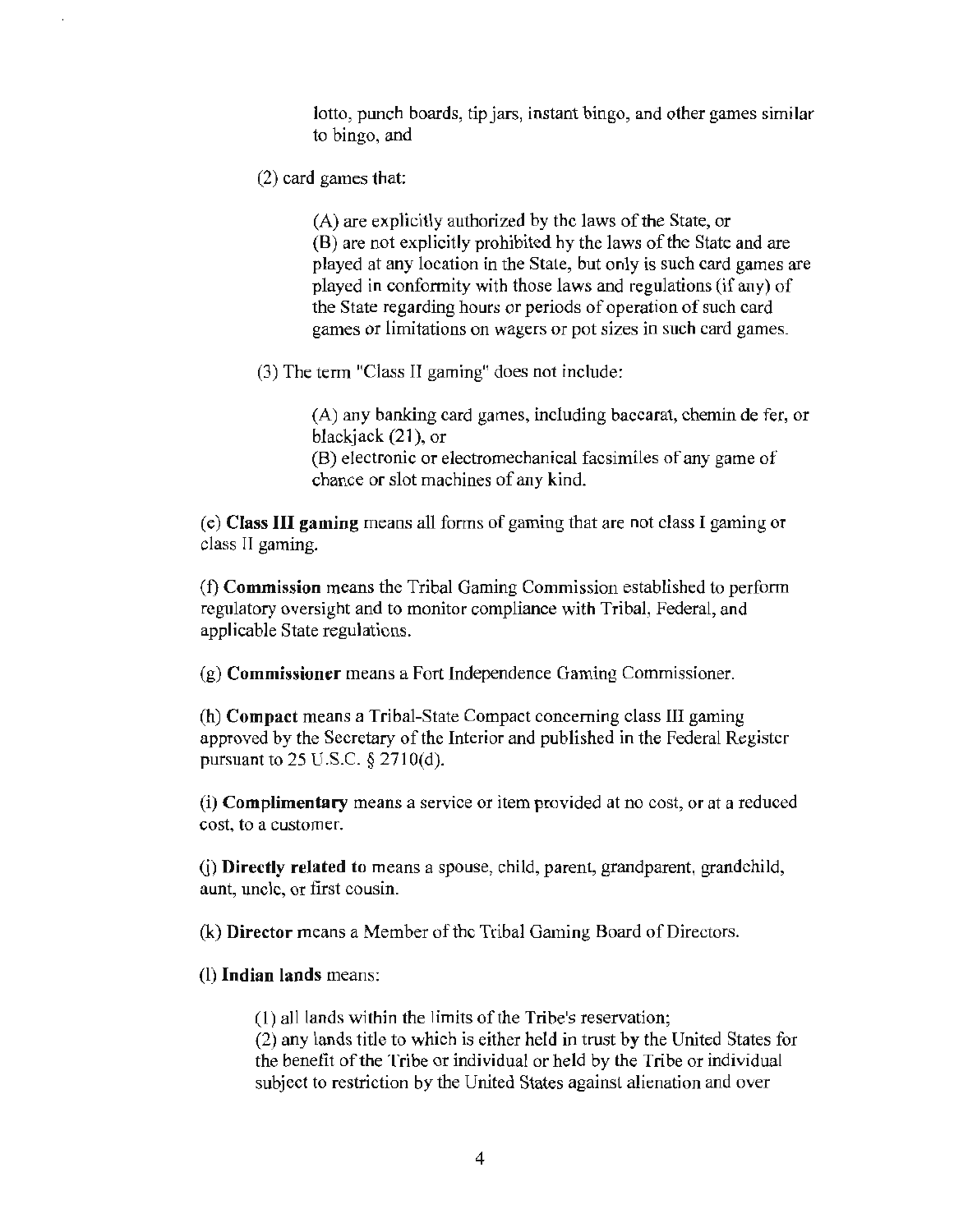lotto, punch boards, tip jars, instant bingo, and other games similar to bingo, and

(2) card games that:

(A) are explicitly authorized by the laws of the State, or
(B) are not explicitly prohibited by the laws of the State and are played at any location in the State, but only is such card games are played in conformity with those laws and regulations (if any) of the State regarding hours or periods of operation of such card games or limitations on wagers or pot sizes in such card games.

(3) The term "Class II gaming" does not include:

(A) any banking card games, including baccarat, chemin de fer, or blackjack (21), or
(B) electronic or electromechanical facsimiles of any game of chance or slot machines of any kind.

(e) **Class III gaming** means all forms of gaming that are not class I gaming or class II gaming.

(f) **Commission** means the Tribal Gaming Commission established to perform regulatory oversight and to monitor compliance with Tribal, Federal, and applicable State regulations.

(g) **Commissioner** means a Fort Independence Gaming Commissioner.

(h) **Compact** means a Tribal-State Compact concerning class III gaming approved by the Secretary of the Interior and published in the Federal Register pursuant to 25 U.S.C. § 2710(d).

(i) **Complimentary** means a service or item provided at no cost, or at a reduced cost, to a customer.

(j) **Directly related to** means a spouse, child, parent, grandparent, grandchild, aunt, uncle, or first cousin.

(k) **Director** means a Member of the Tribal Gaming Board of Directors.

(l) **Indian lands** means:

(1) all lands within the limits of the Tribe's reservation;
(2) any lands title to which is either held in trust by the United States for the benefit of the Tribe or individual or held by the Tribe or individual subject to restriction by the United States against alienation and over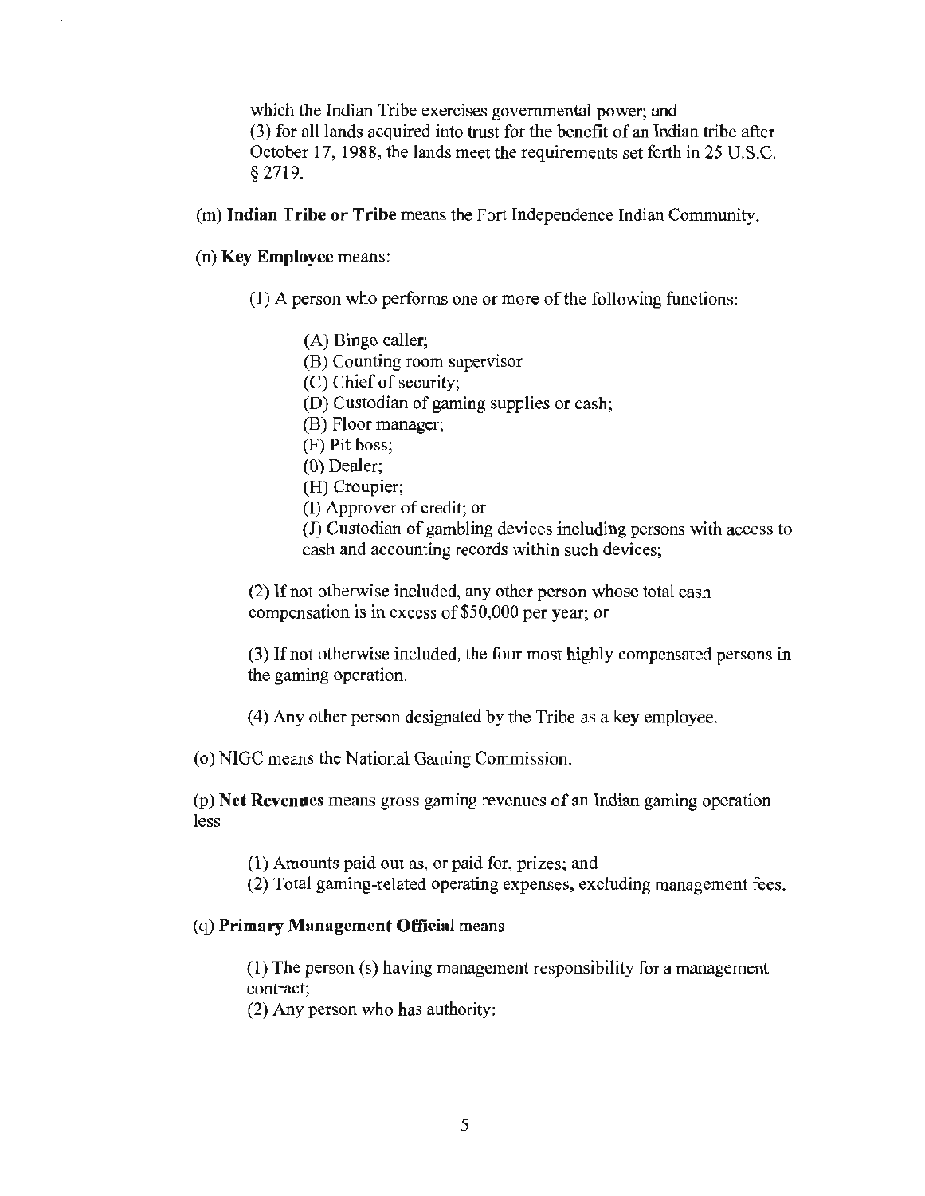which the Indian Tribe exercises governmental power; and
(3) for all lands acquired into trust for the benefit of an Indian tribe after October 17, 1988, the lands meet the requirements set forth in 25 U.S.C. § 2719.

(m) **Indian Tribe or Tribe** means the Fort Independence Indian Community.

(n) **Key Employee** means:

(1) A person who performs one or more of the following functions:

(A) Bingo caller;
(B) Counting room supervisor
(C) Chief of security;
(D) Custodian of gaming supplies or cash;
(B) Floor manager;
(F) Pit boss;
(0) Dealer;
(H) Croupier;
(I) Approver of credit; or
(J) Custodian of gambling devices including persons with access to cash and accounting records within such devices;

(2) If not otherwise included, any other person whose total cash compensation is in excess of $50,000 per year; or

(3) If not otherwise included, the four most highly compensated persons in the gaming operation.

(4) Any other person designated by the Tribe as a key employee.

(o) NIGC means the National Gaming Commission.

(p) **Net Revenues** means gross gaming revenues of an Indian gaming operation less

(1) Amounts paid out as, or paid for, prizes; and
(2) Total gaming-related operating expenses, excluding management fees.

(q) **Primary Management Official** means

(1) The person (s) having management responsibility for a management contract;
(2) Any person who has authority: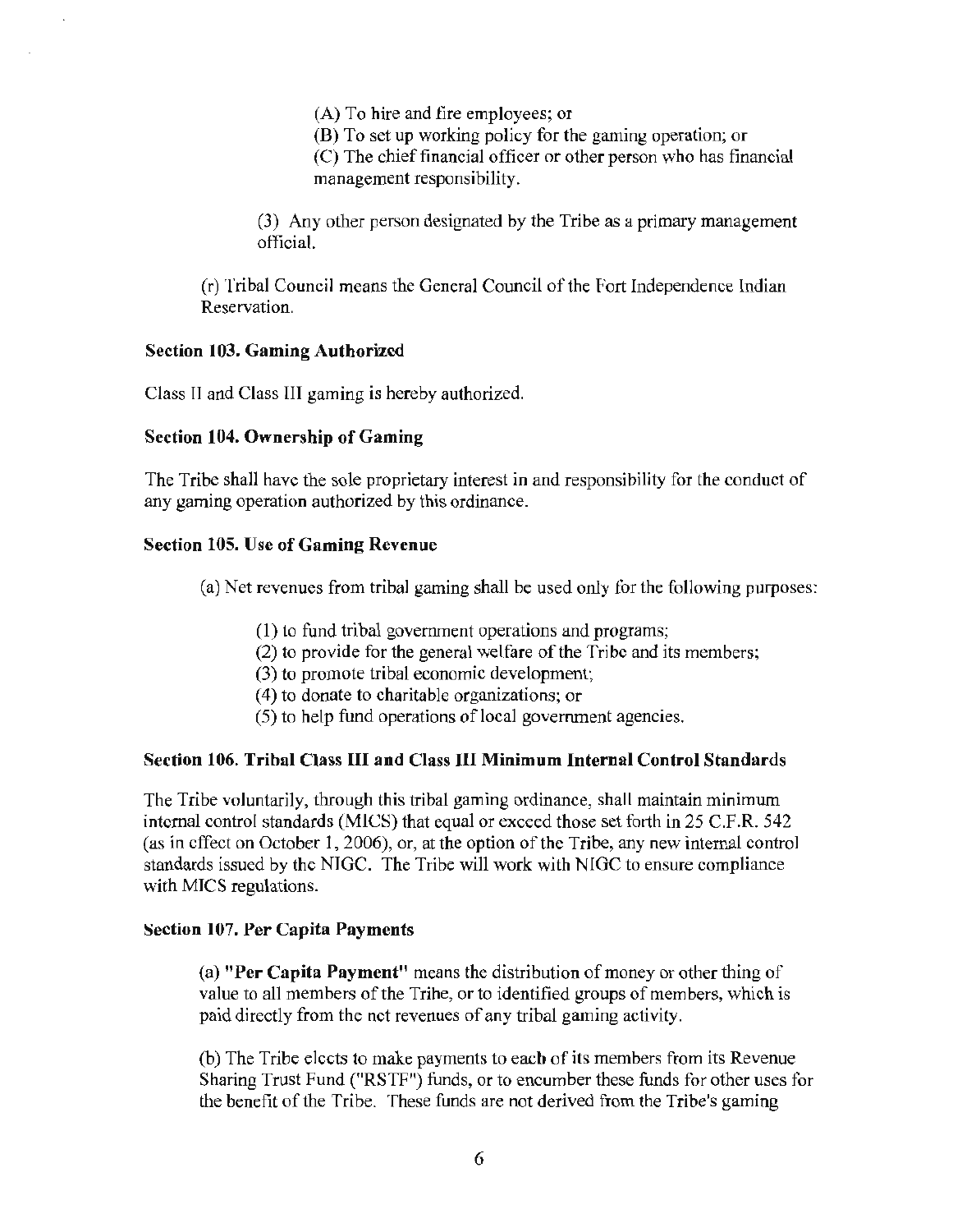(A) To hire and fire employees; or

(B) To set up working policy for the gaming operation; or

(C) The chief financial officer or other person who has financial management responsibility.

(3) Any other person designated by the Tribe as a primary management official.

(r) Tribal Council means the General Council of the Fort Independence Indian Reservation.

**Section 103. Gaming Authorized**

Class II and Class III gaming is hereby authorized.

**Section 104. Ownership of Gaming**

The Tribe shall have the sole proprietary interest in and responsibility for the conduct of any gaming operation authorized by this ordinance.

**Section 105. Use of Gaming Revenue**

(a) Net revenues from tribal gaming shall be used only for the following purposes:

(1) to fund tribal government operations and programs;
(2) to provide for the general welfare of the Tribe and its members;
(3) to promote tribal economic development;
(4) to donate to charitable organizations; or
(5) to help fund operations of local government agencies.

**Section 106. Tribal Class III and Class III Minimum Internal Control Standards**

The Tribe voluntarily, through this tribal gaming ordinance, shall maintain minimum internal control standards (MICS) that equal or exceed those set forth in 25 C.F.R. 542 (as in effect on October 1, 2006), or, at the option of the Tribe, any new internal control standards issued by the NIGC. The Tribe will work with NIGC to ensure compliance with MICS regulations.

**Section 107. Per Capita Payments**

(a) **"Per Capita Payment"** means the distribution of money or other thing of value to all members of the Tribe, or to identified groups of members, which is paid directly from the net revenues of any tribal gaming activity.

(b) The Tribe elects to make payments to each of its members from its Revenue Sharing Trust Fund ("RSTF") funds, or to encumber these funds for other uses for the benefit of the Tribe. These funds are not derived from the Tribe's gaming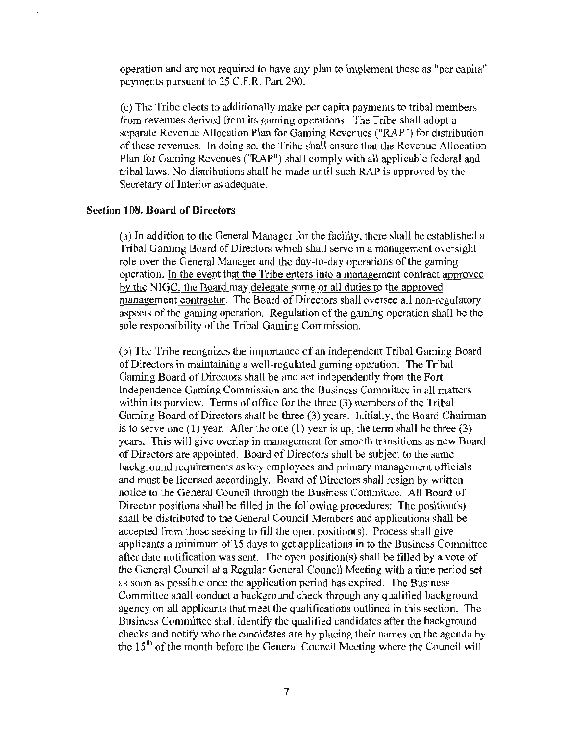operation and are not required to have any plan to implement these as "per capita" payments pursuant to 25 C.F.R. Part 290.

(c) The Tribe elects to additionally make per capita payments to tribal members from revenues derived from its gaming operations. The Tribe shall adopt a separate Revenue Allocation Plan for Gaming Revenues ("RAP") for distribution of these revenues. In doing so, the Tribe shall ensure that the Revenue Allocation Plan for Gaming Revenues ("RAP") shall comply with all applicable federal and tribal laws. No distributions shall be made until such RAP is approved by the Secretary of Interior as adequate.

### Section 108. Board of Directors

(a) In addition to the General Manager for the facility, there shall be established a Tribal Gaming Board of Directors which shall serve in a management oversight role over the General Manager and the day-to-day operations of the gaming operation. <u>In the event that the Tribe enters into a management contract approved by the NIGC, the Board may delegate some or all duties to the approved management contractor.</u> The Board of Directors shall oversee all non-regulatory aspects of the gaming operation. Regulation of the gaming operation shall be the sole responsibility of the Tribal Gaming Commission.

(b) The Tribe recognizes the importance of an independent Tribal Gaming Board of Directors in maintaining a well-regulated gaming operation. The Tribal Gaming Board of Directors shall be and act independently from the Fort Independence Gaming Commission and the Business Committee in all matters within its purview. Terms of office for the three (3) members of the Tribal Gaming Board of Directors shall be three (3) years. Initially, the Board Chairman is to serve one (1) year. After the one (1) year is up, the term shall be three (3) years. This will give overlap in management for smooth transitions as new Board of Directors are appointed. Board of Directors shall be subject to the same background requirements as key employees and primary management officials and must be licensed accordingly. Board of Directors shall resign by written notice to the General Council through the Business Committee. All Board of Director positions shall be filled in the following procedures: The position(s) shall be distributed to the General Council Members and applications shall be accepted from those seeking to fill the open position(s). Process shall give applicants a minimum of 15 days to get applications in to the Business Committee after date notification was sent. The open position(s) shall be filled by a vote of the General Council at a Regular General Council Meeting with a time period set as soon as possible once the application period has expired. The Business Committee shall conduct a background check through any qualified background agency on all applicants that meet the qualifications outlined in this section. The Business Committee shall identify the qualified candidates after the background checks and notify who the candidates are by placing their names on the agenda by the 15th of the month before the General Council Meeting where the Council will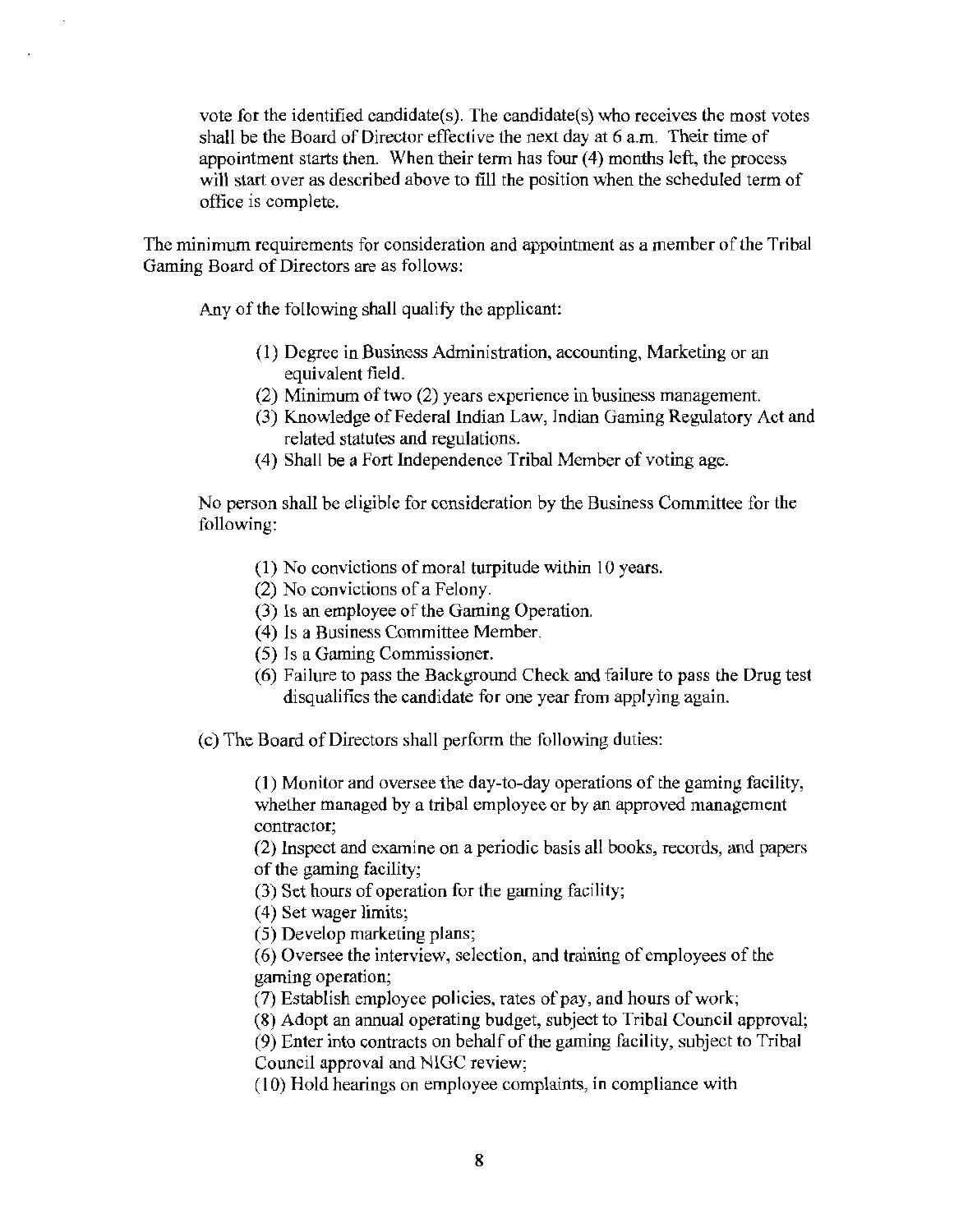vote for the identified candidate(s). The candidate(s) who receives the most votes shall be the Board of Director effective the next day at 6 a.m. Their time of appointment starts then. When their term has four (4) months left, the process will start over as described above to fill the position when the scheduled term of office is complete.

The minimum requirements for consideration and appointment as a member of the Tribal Gaming Board of Directors are as follows:

Any of the following shall qualify the applicant:

(1) Degree in Business Administration, accounting, Marketing or an equivalent field.
(2) Minimum of two (2) years experience in business management.
(3) Knowledge of Federal Indian Law, Indian Gaming Regulatory Act and related statutes and regulations.
(4) Shall be a Fort Independence Tribal Member of voting age.

No person shall be eligible for consideration by the Business Committee for the following:

(1) No convictions of moral turpitude within 10 years.
(2) No convictions of a Felony.
(3) Is an employee of the Gaming Operation.
(4) Is a Business Committee Member.
(5) Is a Gaming Commissioner.
(6) Failure to pass the Background Check and failure to pass the Drug test disqualifies the candidate for one year from applying again.

(c) The Board of Directors shall perform the following duties:

(1) Monitor and oversee the day-to-day operations of the gaming facility, whether managed by a tribal employee or by an approved management contractor;
(2) Inspect and examine on a periodic basis all books, records, and papers of the gaming facility;
(3) Set hours of operation for the gaming facility;
(4) Set wager limits;
(5) Develop marketing plans;
(6) Oversee the interview, selection, and training of employees of the gaming operation;
(7) Establish employee policies, rates of pay, and hours of work;
(8) Adopt an annual operating budget, subject to Tribal Council approval;
(9) Enter into contracts on behalf of the gaming facility, subject to Tribal Council approval and NIGC review;
(10) Hold hearings on employee complaints, in compliance with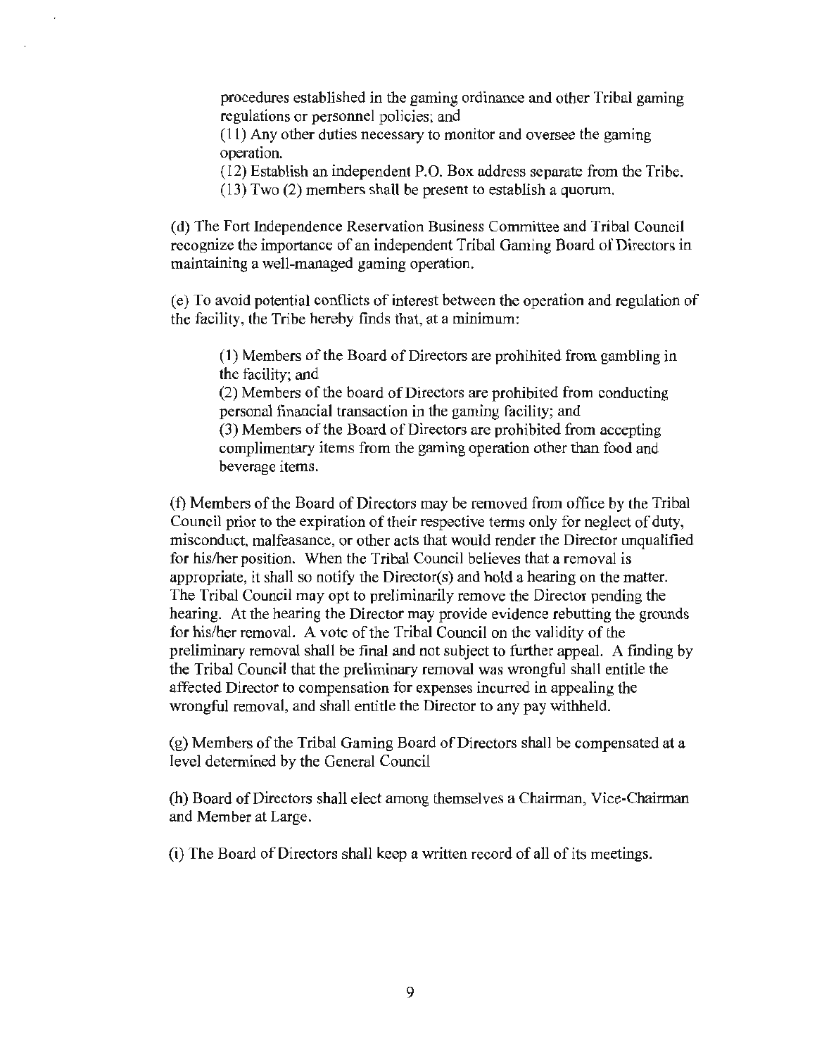procedures established in the gaming ordinance and other Tribal gaming regulations or personnel policies; and

(11) Any other duties necessary to monitor and oversee the gaming operation.

(12) Establish an independent P.O. Box address separate from the Tribe.

(13) Two (2) members shall be present to establish a quorum.

(d) The Fort Independence Reservation Business Committee and Tribal Council recognize the importance of an independent Tribal Gaming Board of Directors in maintaining a well-managed gaming operation.

(e) To avoid potential conflicts of interest between the operation and regulation of the facility, the Tribe hereby finds that, at a minimum:

(1) Members of the Board of Directors are prohibited from gambling in the facility; and

(2) Members of the board of Directors are prohibited from conducting personal financial transaction in the gaming facility; and

(3) Members of the Board of Directors are prohibited from accepting complimentary items from the gaming operation other than food and beverage items.

(f) Members of the Board of Directors may be removed from office by the Tribal Council prior to the expiration of their respective terms only for neglect of duty, misconduct, malfeasance, or other acts that would render the Director unqualified for his/her position. When the Tribal Council believes that a removal is appropriate, it shall so notify the Director(s) and hold a hearing on the matter. The Tribal Council may opt to preliminarily remove the Director pending the hearing. At the hearing the Director may provide evidence rebutting the grounds for his/her removal. A vote of the Tribal Council on the validity of the preliminary removal shall be final and not subject to further appeal. A finding by the Tribal Council that the preliminary removal was wrongful shall entitle the affected Director to compensation for expenses incurred in appealing the wrongful removal, and shall entitle the Director to any pay withheld.

(g) Members of the Tribal Gaming Board of Directors shall be compensated at a level determined by the General Council

(h) Board of Directors shall elect among themselves a Chairman, Vice-Chairman and Member at Large.

(i) The Board of Directors shall keep a written record of all of its meetings.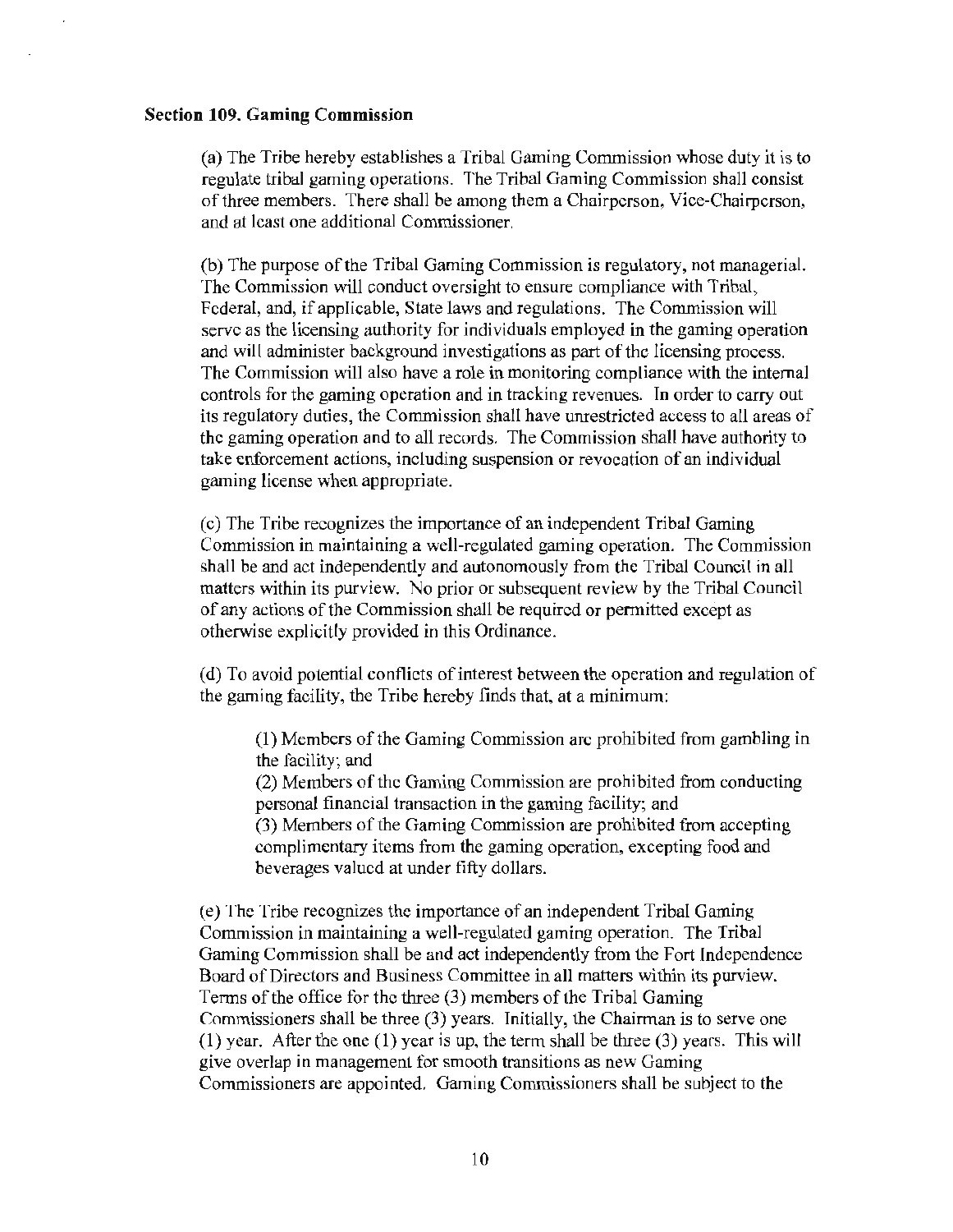**Section 109. Gaming Commission**

(a) The Tribe hereby establishes a Tribal Gaming Commission whose duty it is to regulate tribal gaming operations. The Tribal Gaming Commission shall consist of three members. There shall be among them a Chairperson, Vice-Chairperson, and at least one additional Commissioner.

(b) The purpose of the Tribal Gaming Commission is regulatory, not managerial. The Commission will conduct oversight to ensure compliance with Tribal, Federal, and, if applicable, State laws and regulations. The Commission will serve as the licensing authority for individuals employed in the gaming operation and will administer background investigations as part of the licensing process. The Commission will also have a role in monitoring compliance with the internal controls for the gaming operation and in tracking revenues. In order to carry out its regulatory duties, the Commission shall have unrestricted access to all areas of the gaming operation and to all records. The Commission shall have authority to take enforcement actions, including suspension or revocation of an individual gaming license when appropriate.

(c) The Tribe recognizes the importance of an independent Tribal Gaming Commission in maintaining a well-regulated gaming operation. The Commission shall be and act independently and autonomously from the Tribal Council in all matters within its purview. No prior or subsequent review by the Tribal Council of any actions of the Commission shall be required or permitted except as otherwise explicitly provided in this Ordinance.

(d) To avoid potential conflicts of interest between the operation and regulation of the gaming facility, the Tribe hereby finds that, at a minimum:

(1) Members of the Gaming Commission are prohibited from gambling in the facility; and
(2) Members of the Gaming Commission are prohibited from conducting personal financial transaction in the gaming facility; and
(3) Members of the Gaming Commission are prohibited from accepting complimentary items from the gaming operation, excepting food and beverages valued at under fifty dollars.

(e) The Tribe recognizes the importance of an independent Tribal Gaming Commission in maintaining a well-regulated gaming operation. The Tribal Gaming Commission shall be and act independently from the Fort Independence Board of Directors and Business Committee in all matters within its purview. Terms of the office for the three (3) members of the Tribal Gaming Commissioners shall be three (3) years. Initially, the Chairman is to serve one (1) year. After the one (1) year is up, the term shall be three (3) years. This will give overlap in management for smooth transitions as new Gaming Commissioners are appointed. Gaming Commissioners shall be subject to the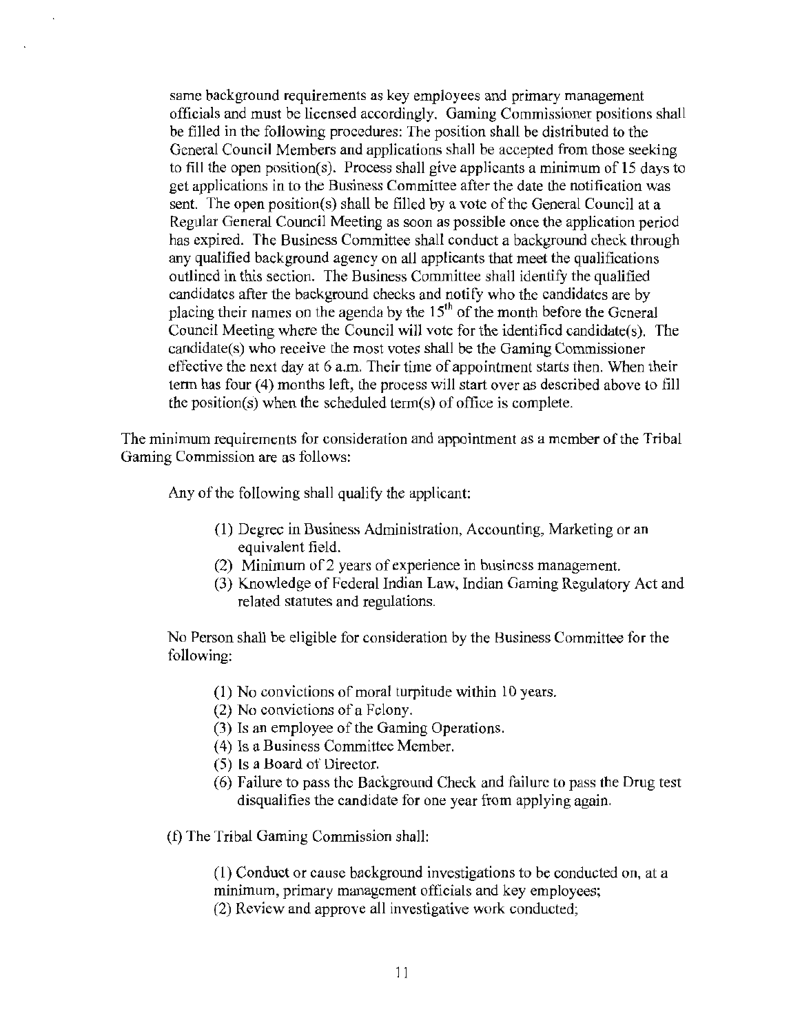same background requirements as key employees and primary management officials and must be licensed accordingly. Gaming Commissioner positions shall be filled in the following procedures: The position shall be distributed to the General Council Members and applications shall be accepted from those seeking to fill the open position(s). Process shall give applicants a minimum of 15 days to get applications in to the Business Committee after the date the notification was sent. The open position(s) shall be filled by a vote of the General Council at a Regular General Council Meeting as soon as possible once the application period has expired. The Business Committee shall conduct a background check through any qualified background agency on all applicants that meet the qualifications outlined in this section. The Business Committee shall identify the qualified candidates after the background checks and notify who the candidates are by placing their names on the agenda by the 15th of the month before the General Council Meeting where the Council will vote for the identified candidate(s). The candidate(s) who receive the most votes shall be the Gaming Commissioner effective the next day at 6 a.m. Their time of appointment starts then. When their term has four (4) months left, the process will start over as described above to fill the position(s) when the scheduled term(s) of office is complete.

The minimum requirements for consideration and appointment as a member of the Tribal Gaming Commission are as follows:

Any of the following shall qualify the applicant:

(1) Degree in Business Administration, Accounting, Marketing or an equivalent field.
(2) Minimum of 2 years of experience in business management.
(3) Knowledge of Federal Indian Law, Indian Gaming Regulatory Act and related statutes and regulations.

No Person shall be eligible for consideration by the Business Committee for the following:

(1) No convictions of moral turpitude within 10 years.
(2) No convictions of a Felony.
(3) Is an employee of the Gaming Operations.
(4) Is a Business Committee Member.
(5) Is a Board of Director.
(6) Failure to pass the Background Check and failure to pass the Drug test disqualifies the candidate for one year from applying again.

(f) The Tribal Gaming Commission shall:

(1) Conduct or cause background investigations to be conducted on, at a minimum, primary management officials and key employees;
(2) Review and approve all investigative work conducted;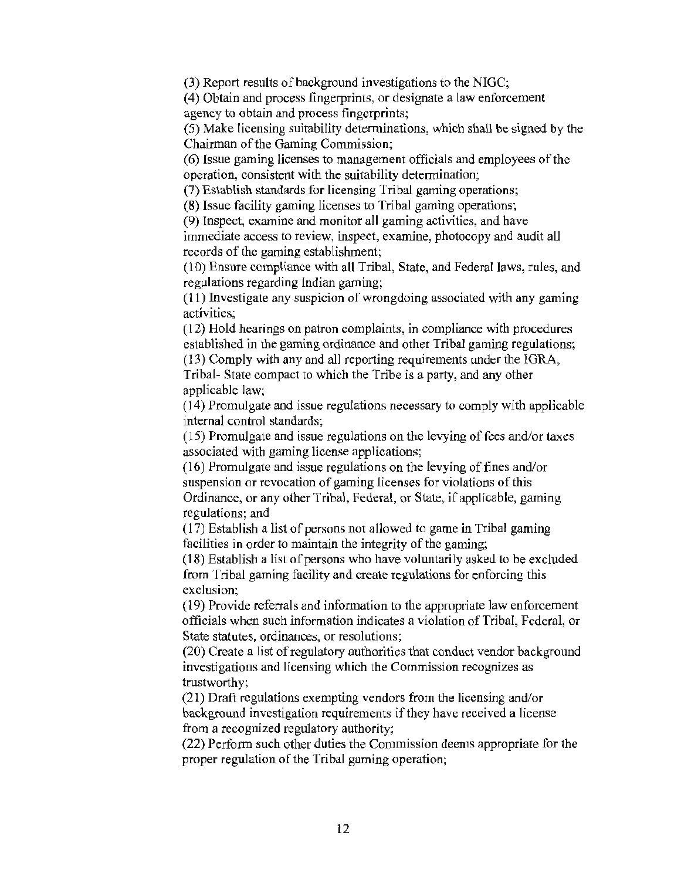(3) Report results of background investigations to the NIGC;

(4) Obtain and process fingerprints, or designate a law enforcement agency to obtain and process fingerprints;

(5) Make licensing suitability determinations, which shall be signed by the Chairman of the Gaming Commission;

(6) Issue gaming licenses to management officials and employees of the operation, consistent with the suitability determination;

(7) Establish standards for licensing Tribal gaming operations;

(8) Issue facility gaming licenses to Tribal gaming operations;

(9) Inspect, examine and monitor all gaming activities, and have immediate access to review, inspect, examine, photocopy and audit all records of the gaming establishment;

(10) Ensure compliance with all Tribal, State, and Federal laws, rules, and regulations regarding Indian gaming;

(11) Investigate any suspicion of wrongdoing associated with any gaming activities;

(12) Hold hearings on patron complaints, in compliance with procedures established in the gaming ordinance and other Tribal gaming regulations;

(13) Comply with any and all reporting requirements under the IGRA, Tribal- State compact to which the Tribe is a party, and any other applicable law;

(14) Promulgate and issue regulations necessary to comply with applicable internal control standards;

(15) Promulgate and issue regulations on the levying of fees and/or taxes associated with gaming license applications;

(16) Promulgate and issue regulations on the levying of fines and/or suspension or revocation of gaming licenses for violations of this Ordinance, or any other Tribal, Federal, or State, if applicable, gaming regulations; and

(17) Establish a list of persons not allowed to game in Tribal gaming facilities in order to maintain the integrity of the gaming;

(18) Establish a list of persons who have voluntarily asked to be excluded from Tribal gaming facility and create regulations for enforcing this exclusion;

(19) Provide referrals and information to the appropriate law enforcement officials when such information indicates a violation of Tribal, Federal, or State statutes, ordinances, or resolutions;

(20) Create a list of regulatory authorities that conduct vendor background investigations and licensing which the Commission recognizes as trustworthy;

(21) Draft regulations exempting vendors from the licensing and/or background investigation requirements if they have received a license from a recognized regulatory authority;

(22) Perform such other duties the Commission deems appropriate for the proper regulation of the Tribal gaming operation;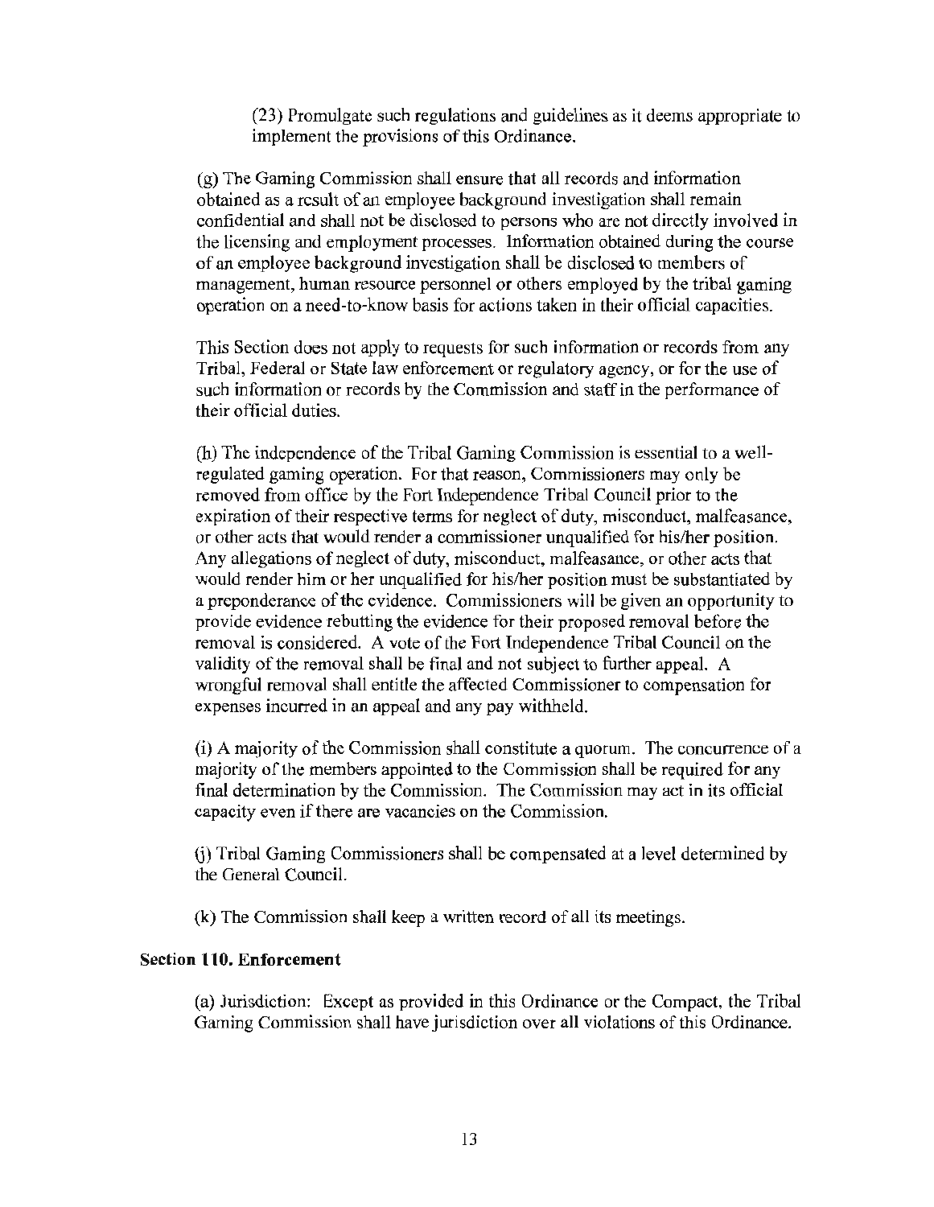(23) Promulgate such regulations and guidelines as it deems appropriate to implement the provisions of this Ordinance.

(g) The Gaming Commission shall ensure that all records and information obtained as a result of an employee background investigation shall remain confidential and shall not be disclosed to persons who are not directly involved in the licensing and employment processes. Information obtained during the course of an employee background investigation shall be disclosed to members of management, human resource personnel or others employed by the tribal gaming operation on a need-to-know basis for actions taken in their official capacities.

This Section does not apply to requests for such information or records from any Tribal, Federal or State law enforcement or regulatory agency, or for the use of such information or records by the Commission and staff in the performance of their official duties.

(h) The independence of the Tribal Gaming Commission is essential to a well-regulated gaming operation. For that reason, Commissioners may only be removed from office by the Fort Independence Tribal Council prior to the expiration of their respective terms for neglect of duty, misconduct, malfeasance, or other acts that would render a commissioner unqualified for his/her position. Any allegations of neglect of duty, misconduct, malfeasance, or other acts that would render him or her unqualified for his/her position must be substantiated by a preponderance of the evidence. Commissioners will be given an opportunity to provide evidence rebutting the evidence for their proposed removal before the removal is considered. A vote of the Fort Independence Tribal Council on the validity of the removal shall be final and not subject to further appeal. A wrongful removal shall entitle the affected Commissioner to compensation for expenses incurred in an appeal and any pay withheld.

(i) A majority of the Commission shall constitute a quorum. The concurrence of a majority of the members appointed to the Commission shall be required for any final determination by the Commission. The Commission may act in its official capacity even if there are vacancies on the Commission.

(j) Tribal Gaming Commissioners shall be compensated at a level determined by the General Council.

(k) The Commission shall keep a written record of all its meetings.

**Section 110. Enforcement**

(a) Jurisdiction: Except as provided in this Ordinance or the Compact, the Tribal Gaming Commission shall have jurisdiction over all violations of this Ordinance.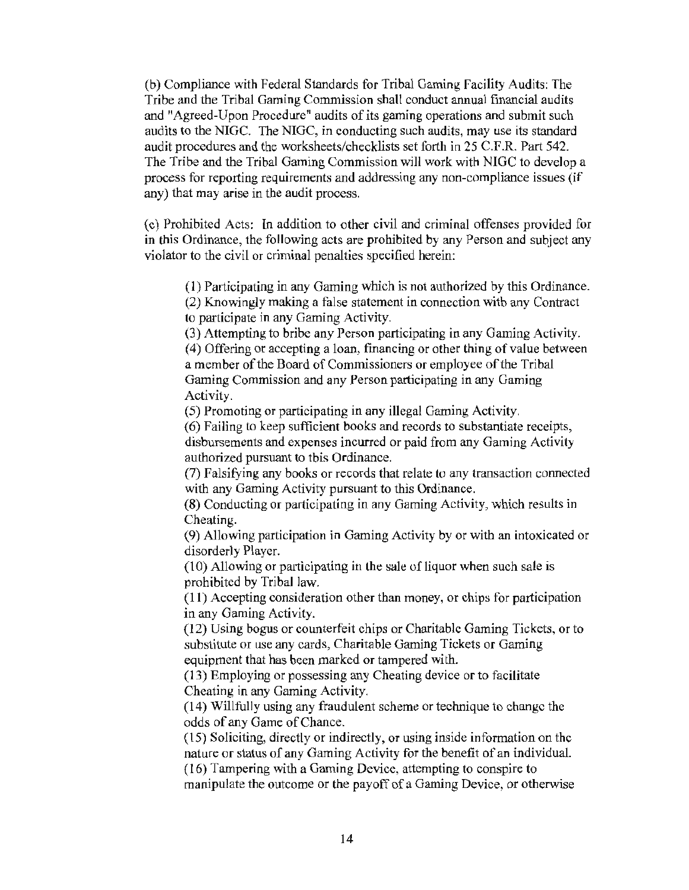(b) Compliance with Federal Standards for Tribal Gaming Facility Audits: The Tribe and the Tribal Gaming Commission shall conduct annual financial audits and "Agreed-Upon Procedure" audits of its gaming operations and submit such audits to the NIGC. The NIGC, in conducting such audits, may use its standard audit procedures and the worksheets/checklists set forth in 25 C.F.R. Part 542. The Tribe and the Tribal Gaming Commission will work with NIGC to develop a process for reporting requirements and addressing any non-compliance issues (if any) that may arise in the audit process.

(c) Prohibited Acts: In addition to other civil and criminal offenses provided for in this Ordinance, the following acts are prohibited by any Person and subject any violator to the civil or criminal penalties specified herein:

(1) Participating in any Gaming which is not authorized by this Ordinance.
(2) Knowingly making a false statement in connection with any Contract to participate in any Gaming Activity.
(3) Attempting to bribe any Person participating in any Gaming Activity.
(4) Offering or accepting a loan, financing or other thing of value between a member of the Board of Commissioners or employee of the Tribal Gaming Commission and any Person participating in any Gaming Activity.
(5) Promoting or participating in any illegal Gaming Activity.
(6) Failing to keep sufficient books and records to substantiate receipts, disbursements and expenses incurred or paid from any Gaming Activity authorized pursuant to this Ordinance.
(7) Falsifying any books or records that relate to any transaction connected with any Gaming Activity pursuant to this Ordinance.
(8) Conducting or participating in any Gaming Activity, which results in Cheating.
(9) Allowing participation in Gaming Activity by or with an intoxicated or disorderly Player.
(10) Allowing or participating in the sale of liquor when such sale is prohibited by Tribal law.
(11) Accepting consideration other than money, or chips for participation in any Gaming Activity.
(12) Using bogus or counterfeit chips or Charitable Gaming Tickets, or to substitute or use any cards, Charitable Gaming Tickets or Gaming equipment that has been marked or tampered with.
(13) Employing or possessing any Cheating device or to facilitate Cheating in any Gaming Activity.
(14) Willfully using any fraudulent scheme or technique to change the odds of any Game of Chance.
(15) Soliciting, directly or indirectly, or using inside information on the nature or status of any Gaming Activity for the benefit of an individual.
(16) Tampering with a Gaming Device, attempting to conspire to manipulate the outcome or the payoff of a Gaming Device, or otherwise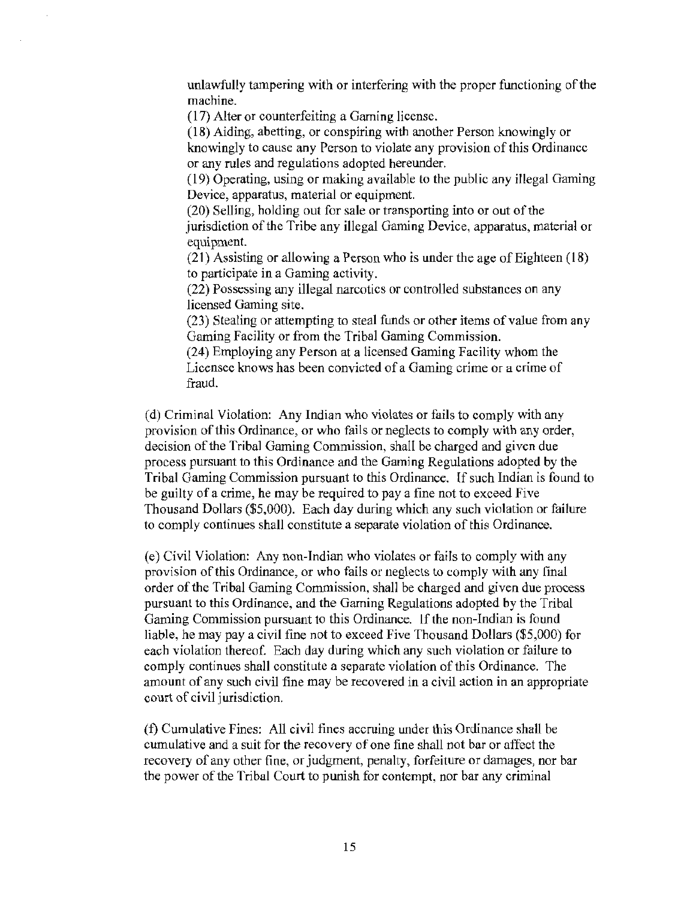unlawfully tampering with or interfering with the proper functioning of the machine.

(17) Alter or counterfeiting a Gaming license.

(18) Aiding, abetting, or conspiring with another Person knowingly or knowingly to cause any Person to violate any provision of this Ordinance or any rules and regulations adopted hereunder.

(19) Operating, using or making available to the public any illegal Gaming Device, apparatus, material or equipment.

(20) Selling, holding out for sale or transporting into or out of the jurisdiction of the Tribe any illegal Gaming Device, apparatus, material or equipment.

(21) Assisting or allowing a Person who is under the age of Eighteen (18) to participate in a Gaming activity.

(22) Possessing any illegal narcotics or controlled substances on any licensed Gaming site.

(23) Stealing or attempting to steal funds or other items of value from any Gaming Facility or from the Tribal Gaming Commission.

(24) Employing any Person at a licensed Gaming Facility whom the Licensee knows has been convicted of a Gaming crime or a crime of fraud.

(d) Criminal Violation: Any Indian who violates or fails to comply with any provision of this Ordinance, or who fails or neglects to comply with any order, decision of the Tribal Gaming Commission, shall be charged and given due process pursuant to this Ordinance and the Gaming Regulations adopted by the Tribal Gaming Commission pursuant to this Ordinance. If such Indian is found to be guilty of a crime, he may be required to pay a fine not to exceed Five Thousand Dollars ($5,000). Each day during which any such violation or failure to comply continues shall constitute a separate violation of this Ordinance.

(e) Civil Violation: Any non-Indian who violates or fails to comply with any provision of this Ordinance, or who fails or neglects to comply with any final order of the Tribal Gaming Commission, shall be charged and given due process pursuant to this Ordinance, and the Gaming Regulations adopted by the Tribal Gaming Commission pursuant to this Ordinance. If the non-Indian is found liable, he may pay a civil fine not to exceed Five Thousand Dollars ($5,000) for each violation thereof. Each day during which any such violation or failure to comply continues shall constitute a separate violation of this Ordinance. The amount of any such civil fine may be recovered in a civil action in an appropriate court of civil jurisdiction.

(f) Cumulative Fines: All civil fines accruing under this Ordinance shall be cumulative and a suit for the recovery of one fine shall not bar or affect the recovery of any other fine, or judgment, penalty, forfeiture or damages, nor bar the power of the Tribal Court to punish for contempt, nor bar any criminal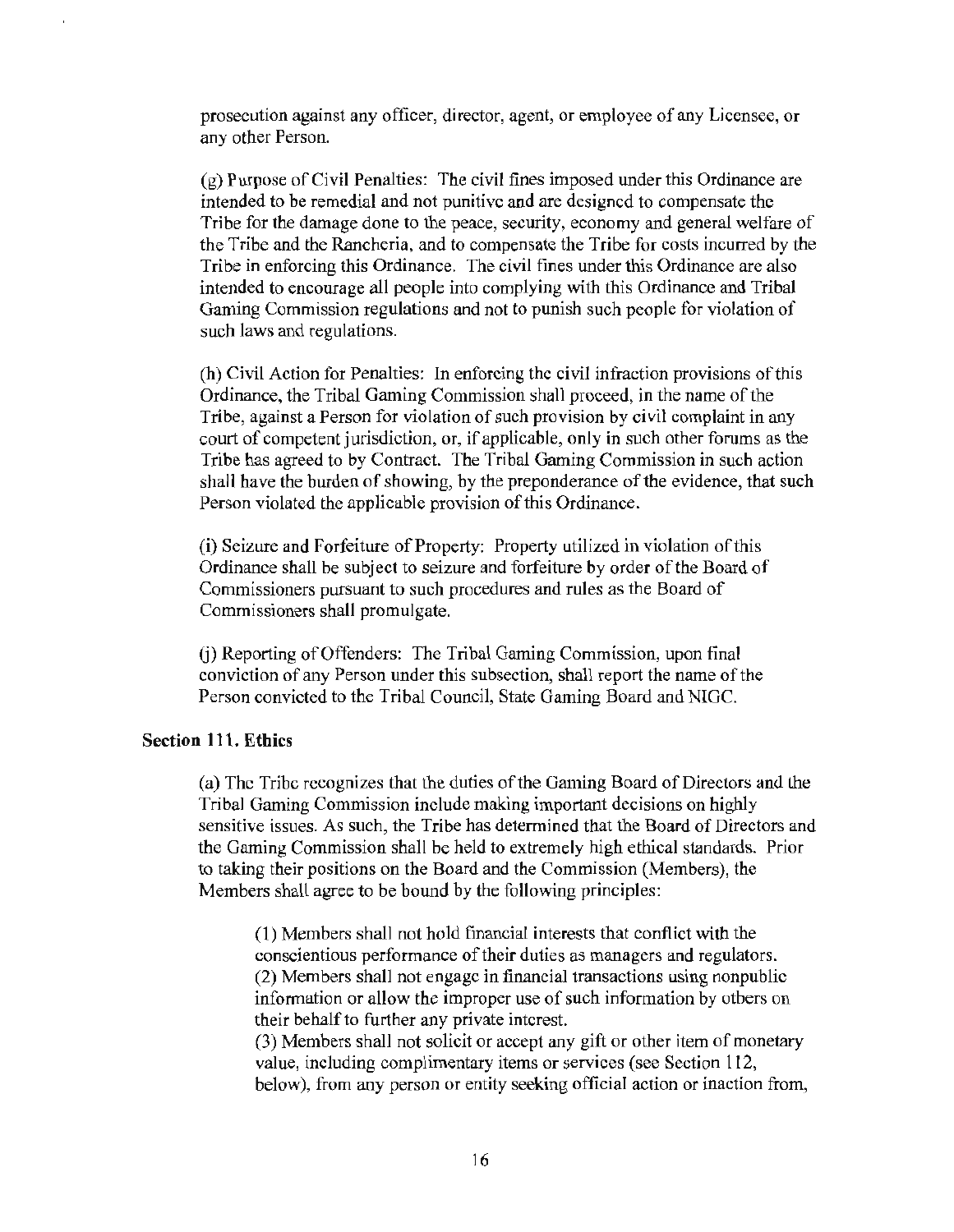prosecution against any officer, director, agent, or employee of any Licensee, or any other Person.

(g) Purpose of Civil Penalties: The civil fines imposed under this Ordinance are intended to be remedial and not punitive and are designed to compensate the Tribe for the damage done to the peace, security, economy and general welfare of the Tribe and the Rancheria, and to compensate the Tribe for costs incurred by the Tribe in enforcing this Ordinance. The civil fines under this Ordinance are also intended to encourage all people into complying with this Ordinance and Tribal Gaming Commission regulations and not to punish such people for violation of such laws and regulations.

(h) Civil Action for Penalties: In enforcing the civil infraction provisions of this Ordinance, the Tribal Gaming Commission shall proceed, in the name of the Tribe, against a Person for violation of such provision by civil complaint in any court of competent jurisdiction, or, if applicable, only in such other forums as the Tribe has agreed to by Contract. The Tribal Gaming Commission in such action shall have the burden of showing, by the preponderance of the evidence, that such Person violated the applicable provision of this Ordinance.

(i) Seizure and Forfeiture of Property: Property utilized in violation of this Ordinance shall be subject to seizure and forfeiture by order of the Board of Commissioners pursuant to such procedures and rules as the Board of Commissioners shall promulgate.

(j) Reporting of Offenders: The Tribal Gaming Commission, upon final conviction of any Person under this subsection, shall report the name of the Person convicted to the Tribal Council, State Gaming Board and NIGC.

**Section 111. Ethics**

(a) The Tribe recognizes that the duties of the Gaming Board of Directors and the Tribal Gaming Commission include making important decisions on highly sensitive issues. As such, the Tribe has determined that the Board of Directors and the Gaming Commission shall be held to extremely high ethical standards. Prior to taking their positions on the Board and the Commission (Members), the Members shall agree to be bound by the following principles:

(1) Members shall not hold financial interests that conflict with the conscientious performance of their duties as managers and regulators.
(2) Members shall not engage in financial transactions using nonpublic information or allow the improper use of such information by others on their behalf to further any private interest.
(3) Members shall not solicit or accept any gift or other item of monetary value, including complimentary items or services (see Section 112, below), from any person or entity seeking official action or inaction from,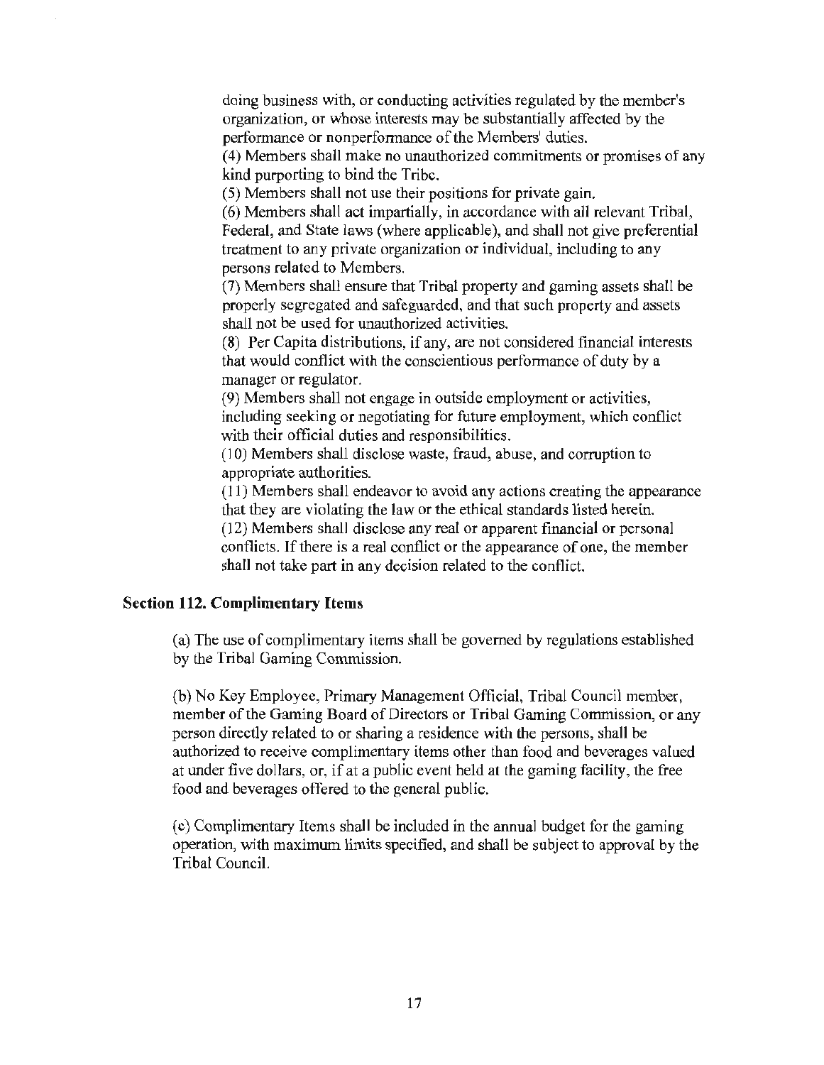doing business with, or conducting activities regulated by the member's organization, or whose interests may be substantially affected by the performance or nonperformance of the Members' duties.

(4) Members shall make no unauthorized commitments or promises of any kind purporting to bind the Tribe.

(5) Members shall not use their positions for private gain.

(6) Members shall act impartially, in accordance with all relevant Tribal, Federal, and State laws (where applicable), and shall not give preferential treatment to any private organization or individual, including to any persons related to Members.

(7) Members shall ensure that Tribal property and gaming assets shall be properly segregated and safeguarded, and that such property and assets shall not be used for unauthorized activities.

(8) Per Capita distributions, if any, are not considered financial interests that would conflict with the conscientious performance of duty by a manager or regulator.

(9) Members shall not engage in outside employment or activities, including seeking or negotiating for future employment, which conflict with their official duties and responsibilities.

(10) Members shall disclose waste, fraud, abuse, and corruption to appropriate authorities.

(11) Members shall endeavor to avoid any actions creating the appearance that they are violating the law or the ethical standards listed herein.

(12) Members shall disclose any real or apparent financial or personal conflicts. If there is a real conflict or the appearance of one, the member shall not take part in any decision related to the conflict.

## Section 112. Complimentary Items

(a) The use of complimentary items shall be governed by regulations established by the Tribal Gaming Commission.

(b) No Key Employee, Primary Management Official, Tribal Council member, member of the Gaming Board of Directors or Tribal Gaming Commission, or any person directly related to or sharing a residence with the persons, shall be authorized to receive complimentary items other than food and beverages valued at under five dollars, or, if at a public event held at the gaming facility, the free food and beverages offered to the general public.

(c) Complimentary Items shall be included in the annual budget for the gaming operation, with maximum limits specified, and shall be subject to approval by the Tribal Council.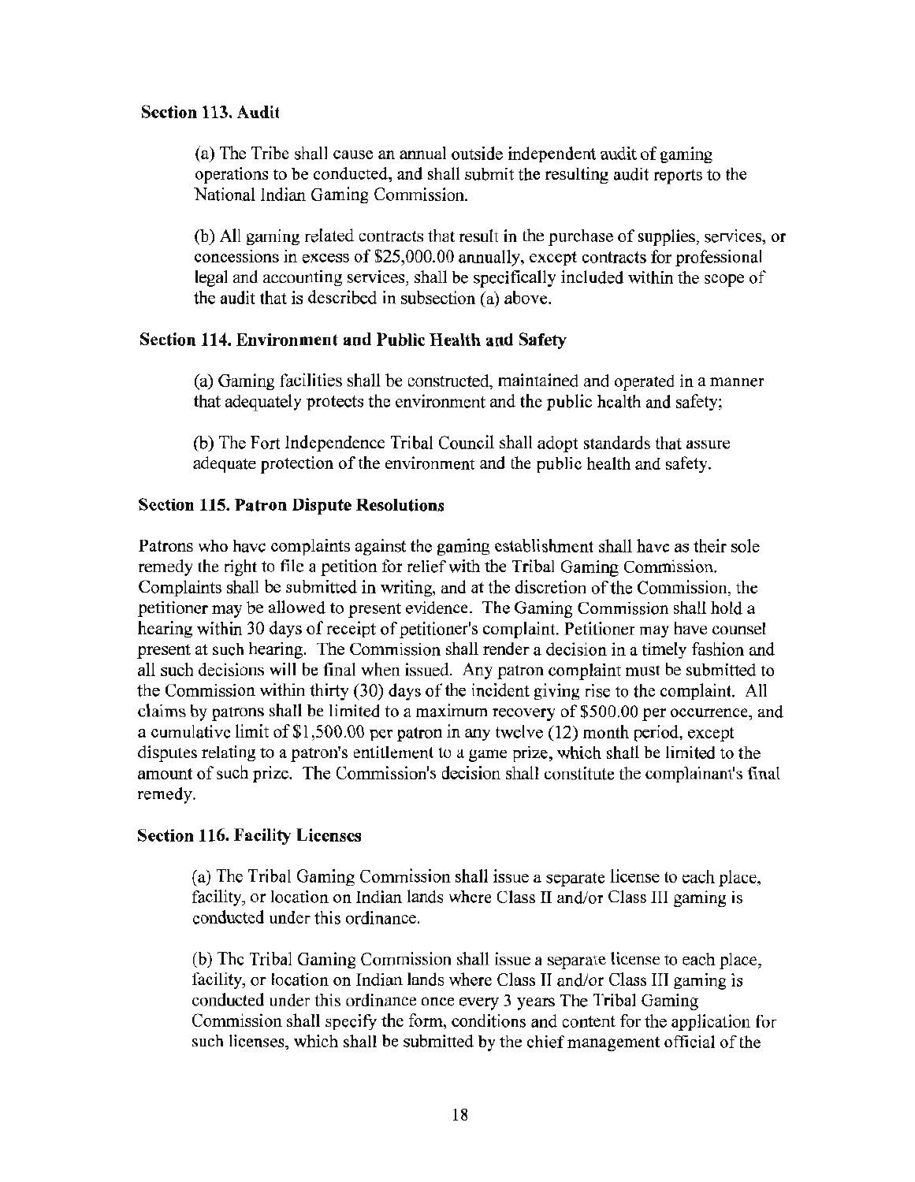### Section 113. Audit

(a) The Tribe shall cause an annual outside independent audit of gaming operations to be conducted, and shall submit the resulting audit reports to the National Indian Gaming Commission.

(b) All gaming related contracts that result in the purchase of supplies, services, or concessions in excess of $25,000.00 annually, except contracts for professional legal and accounting services, shall be specifically included within the scope of the audit that is described in subsection (a) above.

### Section 114. Environment and Public Health and Safety

(a) Gaming facilities shall be constructed, maintained and operated in a manner that adequately protects the environment and the public health and safety;

(b) The Fort Independence Tribal Council shall adopt standards that assure adequate protection of the environment and the public health and safety.

### Section 115. Patron Dispute Resolutions

Patrons who have complaints against the gaming establishment shall have as their sole remedy the right to file a petition for relief with the Tribal Gaming Commission. Complaints shall be submitted in writing, and at the discretion of the Commission, the petitioner may be allowed to present evidence. The Gaming Commission shall hold a hearing within 30 days of receipt of petitioner's complaint. Petitioner may have counsel present at such hearing. The Commission shall render a decision in a timely fashion and all such decisions will be final when issued. Any patron complaint must be submitted to the Commission within thirty (30) days of the incident giving rise to the complaint. All claims by patrons shall be limited to a maximum recovery of $500.00 per occurrence, and a cumulative limit of $1,500.00 per patron in any twelve (12) month period, except disputes relating to a patron's entitlement to a game prize, which shall be limited to the amount of such prize. The Commission's decision shall constitute the complainant's final remedy.

### Section 116. Facility Licenses

(a) The Tribal Gaming Commission shall issue a separate license to each place, facility, or location on Indian lands where Class II and/or Class III gaming is conducted under this ordinance.

(b) The Tribal Gaming Commission shall issue a separate license to each place, facility, or location on Indian lands where Class II and/or Class III gaming is conducted under this ordinance once every 3 years The Tribal Gaming Commission shall specify the form, conditions and content for the application for such licenses, which shall be submitted by the chief management official of the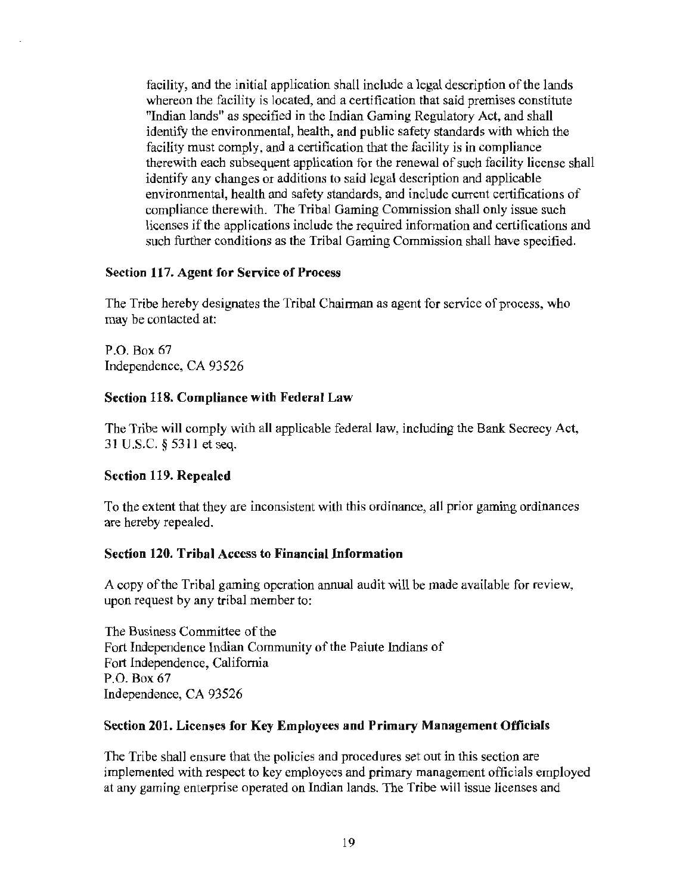facility, and the initial application shall include a legal description of the lands whereon the facility is located, and a certification that said premises constitute "Indian lands" as specified in the Indian Gaming Regulatory Act, and shall identify the environmental, health, and public safety standards with which the facility must comply, and a certification that the facility is in compliance therewith each subsequent application for the renewal of such facility license shall identify any changes or additions to said legal description and applicable environmental, health and safety standards, and include current certifications of compliance therewith. The Tribal Gaming Commission shall only issue such licenses if the applications include the required information and certifications and such further conditions as the Tribal Gaming Commission shall have specified.

**Section 117. Agent for Service of Process**

The Tribe hereby designates the Tribal Chairman as agent for service of process, who may be contacted at:

P.O. Box 67
Independence, CA 93526

**Section 118. Compliance with Federal Law**

The Tribe will comply with all applicable federal law, including the Bank Secrecy Act, 31 U.S.C. § 5311 et seq.

**Section 119. Repealed**

To the extent that they are inconsistent with this ordinance, all prior gaming ordinances are hereby repealed.

**Section 120. Tribal Access to Financial Information**

A copy of the Tribal gaming operation annual audit will be made available for review, upon request by any tribal member to:

The Business Committee of the
Fort Independence Indian Community of the Paiute Indians of
Fort Independence, California
P.O. Box 67
Independence, CA 93526

**Section 201. Licenses for Key Employees and Primary Management Officials**

The Tribe shall ensure that the policies and procedures set out in this section are implemented with respect to key employees and primary management officials employed at any gaming enterprise operated on Indian lands. The Tribe will issue licenses and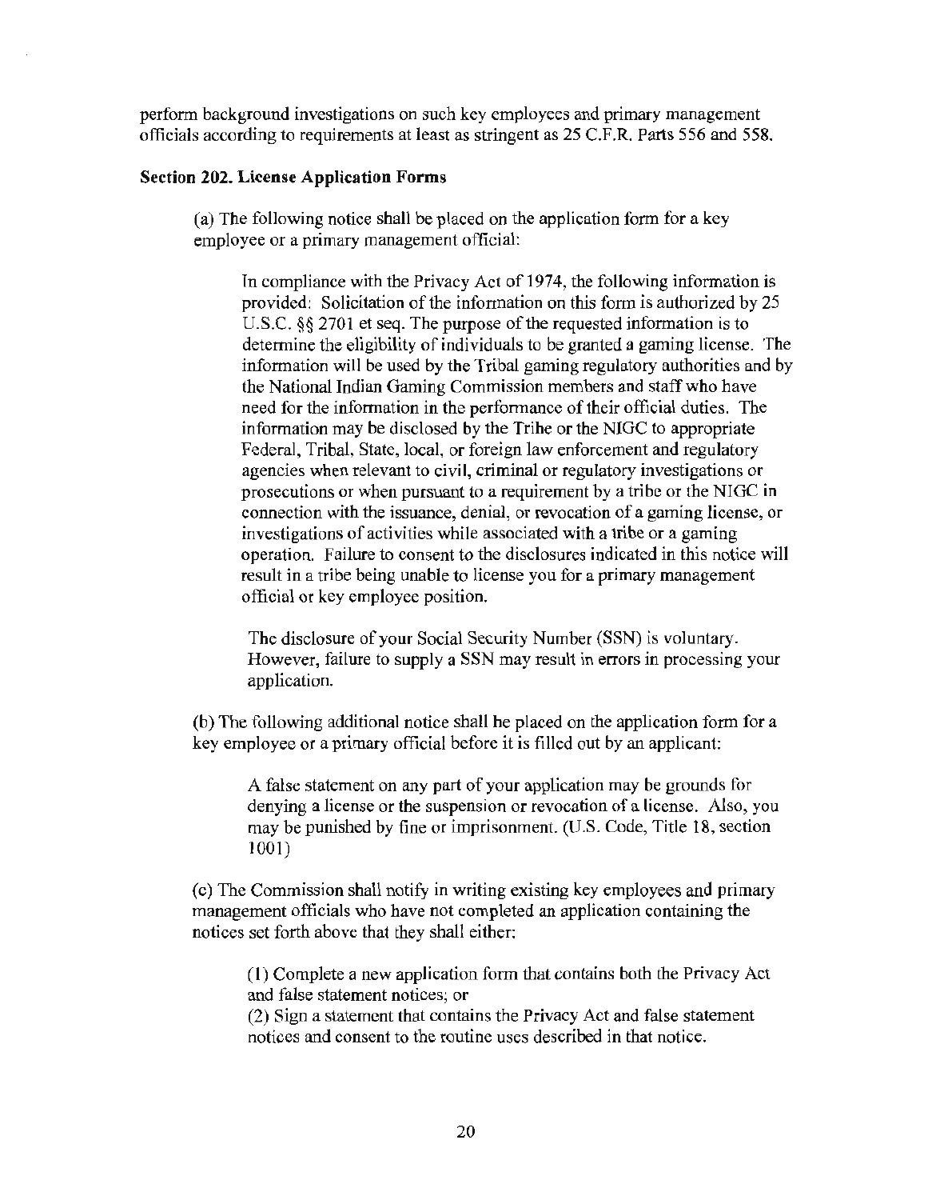perform background investigations on such key employees and primary management officials according to requirements at least as stringent as 25 C.F.R. Parts 556 and 558.

**Section 202. License Application Forms**

(a) The following notice shall be placed on the application form for a key employee or a primary management official:

> In compliance with the Privacy Act of 1974, the following information is provided: Solicitation of the information on this form is authorized by 25 U.S.C. §§ 2701 et seq. The purpose of the requested information is to determine the eligibility of individuals to be granted a gaming license. The information will be used by the Tribal gaming regulatory authorities and by the National Indian Gaming Commission members and staff who have need for the information in the performance of their official duties. The information may be disclosed by the Tribe or the NIGC to appropriate Federal, Tribal, State, local, or foreign law enforcement and regulatory agencies when relevant to civil, criminal or regulatory investigations or prosecutions or when pursuant to a requirement by a tribe or the NIGC in connection with the issuance, denial, or revocation of a gaming license, or investigations of activities while associated with a tribe or a gaming operation. Failure to consent to the disclosures indicated in this notice will result in a tribe being unable to license you for a primary management official or key employee position.
>
> The disclosure of your Social Security Number (SSN) is voluntary. However, failure to supply a SSN may result in errors in processing your application.

(b) The following additional notice shall be placed on the application form for a key employee or a primary official before it is filled out by an applicant:

> A false statement on any part of your application may be grounds for denying a license or the suspension or revocation of a license. Also, you may be punished by fine or imprisonment. (U.S. Code, Title 18, section 1001)

(c) The Commission shall notify in writing existing key employees and primary management officials who have not completed an application containing the notices set forth above that they shall either:

> (1) Complete a new application form that contains both the Privacy Act and false statement notices; or
> (2) Sign a statement that contains the Privacy Act and false statement notices and consent to the routine uses described in that notice.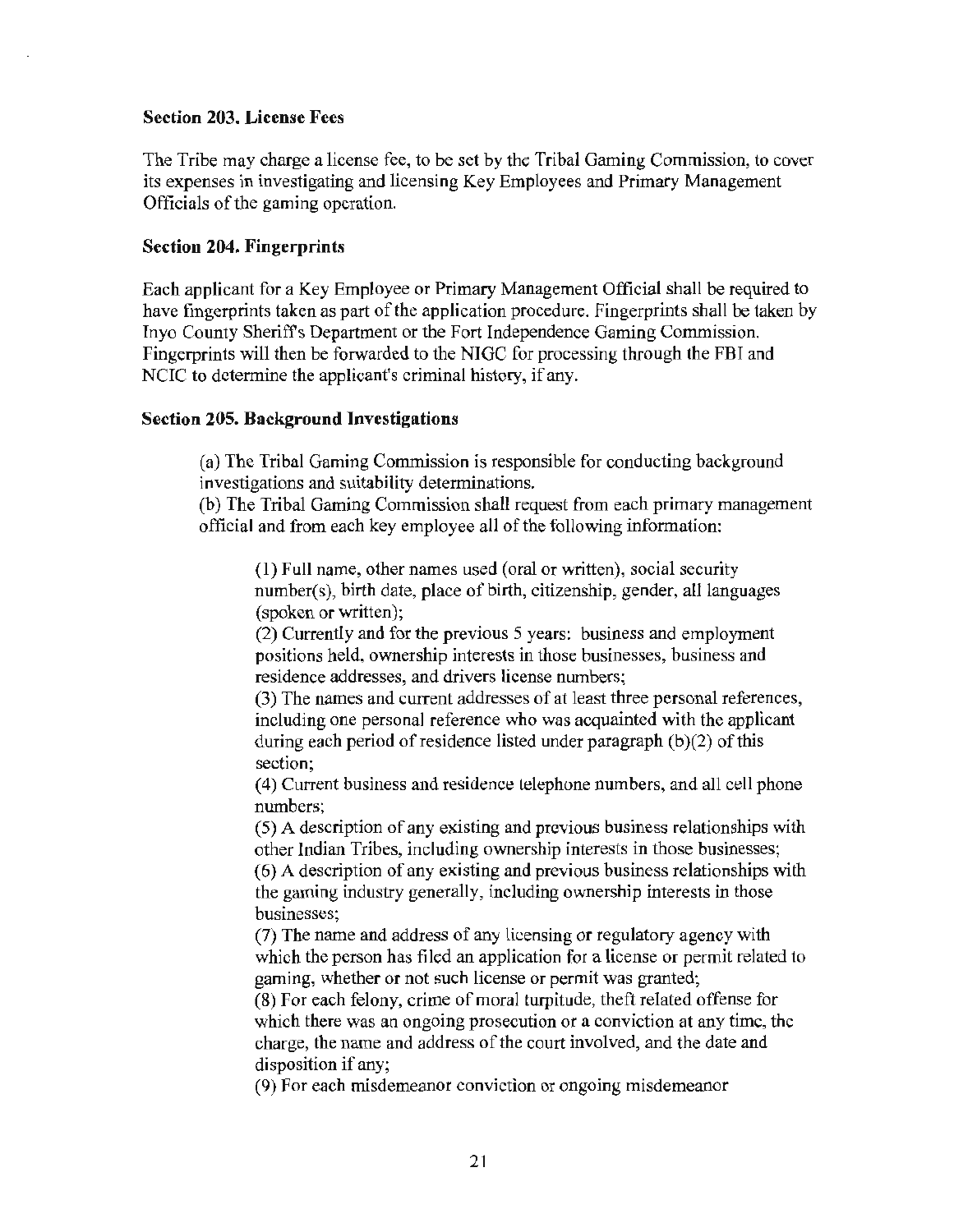**Section 203. License Fees**

The Tribe may charge a license fee, to be set by the Tribal Gaming Commission, to cover its expenses in investigating and licensing Key Employees and Primary Management Officials of the gaming operation.

**Section 204. Fingerprints**

Each applicant for a Key Employee or Primary Management Official shall be required to have fingerprints taken as part of the application procedure. Fingerprints shall be taken by Inyo County Sheriff's Department or the Fort Independence Gaming Commission. Fingerprints will then be forwarded to the NIGC for processing through the FBI and NCIC to determine the applicant's criminal history, if any.

**Section 205. Background Investigations**

(a) The Tribal Gaming Commission is responsible for conducting background investigations and suitability determinations.

(b) The Tribal Gaming Commission shall request from each primary management official and from each key employee all of the following information:

(1) Full name, other names used (oral or written), social security number(s), birth date, place of birth, citizenship, gender, all languages (spoken or written);

(2) Currently and for the previous 5 years: business and employment positions held, ownership interests in those businesses, business and residence addresses, and drivers license numbers;

(3) The names and current addresses of at least three personal references, including one personal reference who was acquainted with the applicant during each period of residence listed under paragraph (b)(2) of this section;

(4) Current business and residence telephone numbers, and all cell phone numbers;

(5) A description of any existing and previous business relationships with other Indian Tribes, including ownership interests in those businesses;

(6) A description of any existing and previous business relationships with the gaming industry generally, including ownership interests in those businesses;

(7) The name and address of any licensing or regulatory agency with which the person has filed an application for a license or permit related to gaming, whether or not such license or permit was granted;

(8) For each felony, crime of moral turpitude, theft related offense for which there was an ongoing prosecution or a conviction at any time, the charge, the name and address of the court involved, and the date and disposition if any;

(9) For each misdemeanor conviction or ongoing misdemeanor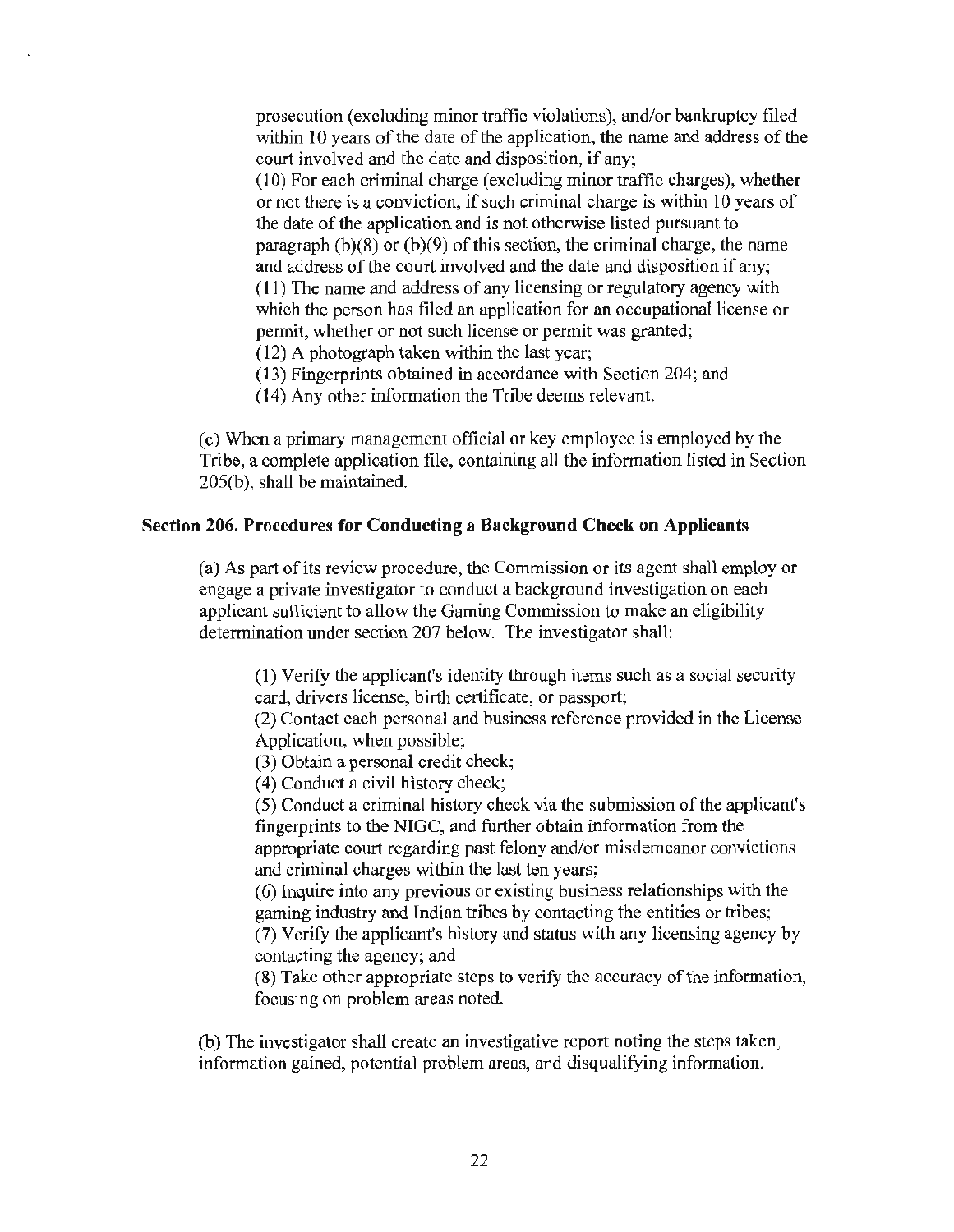prosecution (excluding minor traffic violations), and/or bankruptcy filed within 10 years of the date of the application, the name and address of the court involved and the date and disposition, if any;

(10) For each criminal charge (excluding minor traffic charges), whether or not there is a conviction, if such criminal charge is within 10 years of the date of the application and is not otherwise listed pursuant to paragraph (b)(8) or (b)(9) of this section, the criminal charge, the name and address of the court involved and the date and disposition if any;

(11) The name and address of any licensing or regulatory agency with which the person has filed an application for an occupational license or permit, whether or not such license or permit was granted;

(12) A photograph taken within the last year;

(13) Fingerprints obtained in accordance with Section 204; and

(14) Any other information the Tribe deems relevant.

(c) When a primary management official or key employee is employed by the Tribe, a complete application file, containing all the information listed in Section 205(b), shall be maintained.

**Section 206. Procedures for Conducting a Background Check on Applicants**

(a) As part of its review procedure, the Commission or its agent shall employ or engage a private investigator to conduct a background investigation on each applicant sufficient to allow the Gaming Commission to make an eligibility determination under section 207 below. The investigator shall:

(1) Verify the applicant's identity through items such as a social security card, drivers license, birth certificate, or passport;

(2) Contact each personal and business reference provided in the License Application, when possible;

(3) Obtain a personal credit check;

(4) Conduct a civil history check;

(5) Conduct a criminal history check via the submission of the applicant's fingerprints to the NIGC, and further obtain information from the appropriate court regarding past felony and/or misdemeanor convictions and criminal charges within the last ten years;

(6) Inquire into any previous or existing business relationships with the gaming industry and Indian tribes by contacting the entities or tribes;

(7) Verify the applicant's history and status with any licensing agency by contacting the agency; and

(8) Take other appropriate steps to verify the accuracy of the information, focusing on problem areas noted.

(b) The investigator shall create an investigative report noting the steps taken, information gained, potential problem areas, and disqualifying information.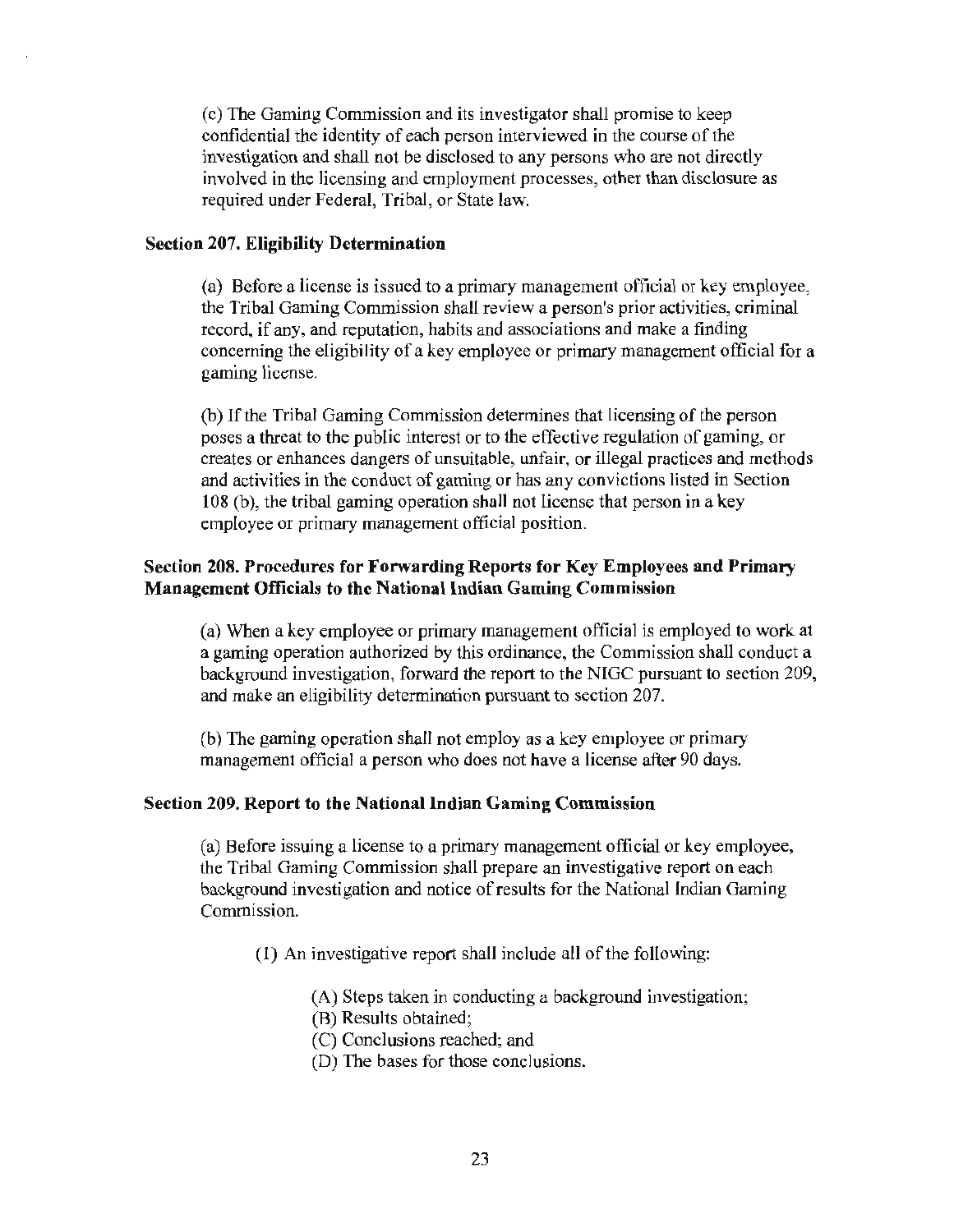(c) The Gaming Commission and its investigator shall promise to keep confidential the identity of each person interviewed in the course of the investigation and shall not be disclosed to any persons who are not directly involved in the licensing and employment processes, other than disclosure as required under Federal, Tribal, or State law.

**Section 207. Eligibility Determination**

(a) Before a license is issued to a primary management official or key employee, the Tribal Gaming Commission shall review a person's prior activities, criminal record, if any, and reputation, habits and associations and make a finding concerning the eligibility of a key employee or primary management official for a gaming license.

(b) If the Tribal Gaming Commission determines that licensing of the person poses a threat to the public interest or to the effective regulation of gaming, or creates or enhances dangers of unsuitable, unfair, or illegal practices and methods and activities in the conduct of gaming or has any convictions listed in Section 108 (b), the tribal gaming operation shall not license that person in a key employee or primary management official position.

**Section 208. Procedures for Forwarding Reports for Key Employees and Primary Management Officials to the National Indian Gaming Commission**

(a) When a key employee or primary management official is employed to work at a gaming operation authorized by this ordinance, the Commission shall conduct a background investigation, forward the report to the NIGC pursuant to section 209, and make an eligibility determination pursuant to section 207.

(b) The gaming operation shall not employ as a key employee or primary management official a person who does not have a license after 90 days.

**Section 209. Report to the National Indian Gaming Commission**

(a) Before issuing a license to a primary management official or key employee, the Tribal Gaming Commission shall prepare an investigative report on each background investigation and notice of results for the National Indian Gaming Commission.

(1) An investigative report shall include all of the following:

(A) Steps taken in conducting a background investigation;
(B) Results obtained;
(C) Conclusions reached; and
(D) The bases for those conclusions.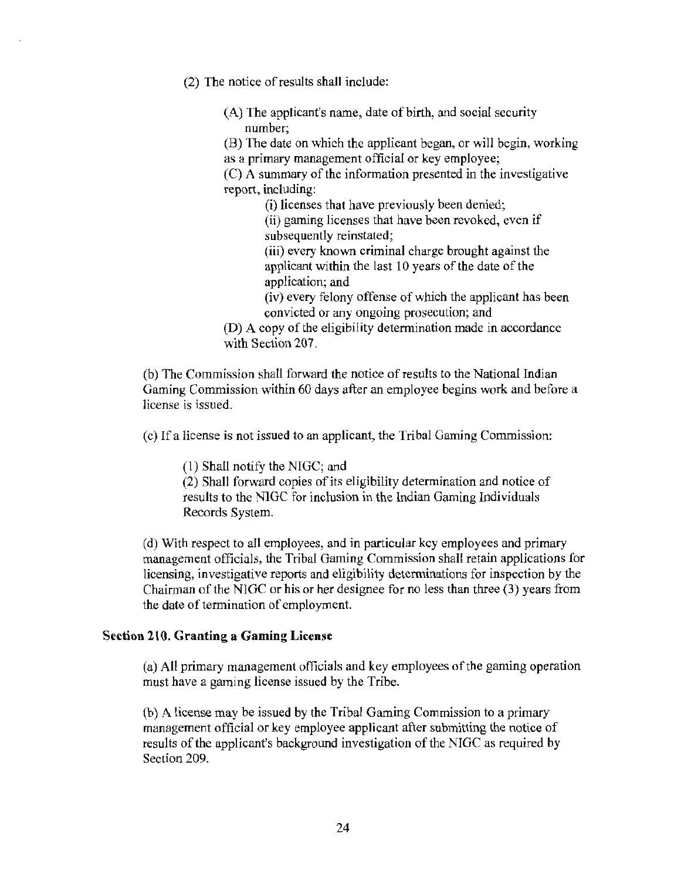(2) The notice of results shall include:

(A) The applicant's name, date of birth, and social security number;

(B) The date on which the applicant began, or will begin, working as a primary management official or key employee;

(C) A summary of the information presented in the investigative report, including:

(i) licenses that have previously been denied;

(ii) gaming licenses that have been revoked, even if subsequently reinstated;

(iii) every known criminal charge brought against the applicant within the last 10 years of the date of the application; and

(iv) every felony offense of which the applicant has been convicted or any ongoing prosecution; and

(D) A copy of the eligibility determination made in accordance with Section 207.

(b) The Commission shall forward the notice of results to the National Indian Gaming Commission within 60 days after an employee begins work and before a license is issued.

(c) If a license is not issued to an applicant, the Tribal Gaming Commission:

(1) Shall notify the NIGC; and

(2) Shall forward copies of its eligibility determination and notice of results to the NIGC for inclusion in the Indian Gaming Individuals Records System.

(d) With respect to all employees, and in particular key employees and primary management officials, the Tribal Gaming Commission shall retain applications for licensing, investigative reports and eligibility determinations for inspection by the Chairman of the NIGC or his or her designee for no less than three (3) years from the date of termination of employment.

### Section 210. Granting a Gaming License

(a) All primary management officials and key employees of the gaming operation must have a gaming license issued by the Tribe.

(b) A license may be issued by the Tribal Gaming Commission to a primary management official or key employee applicant after submitting the notice of results of the applicant's background investigation of the NIGC as required by Section 209.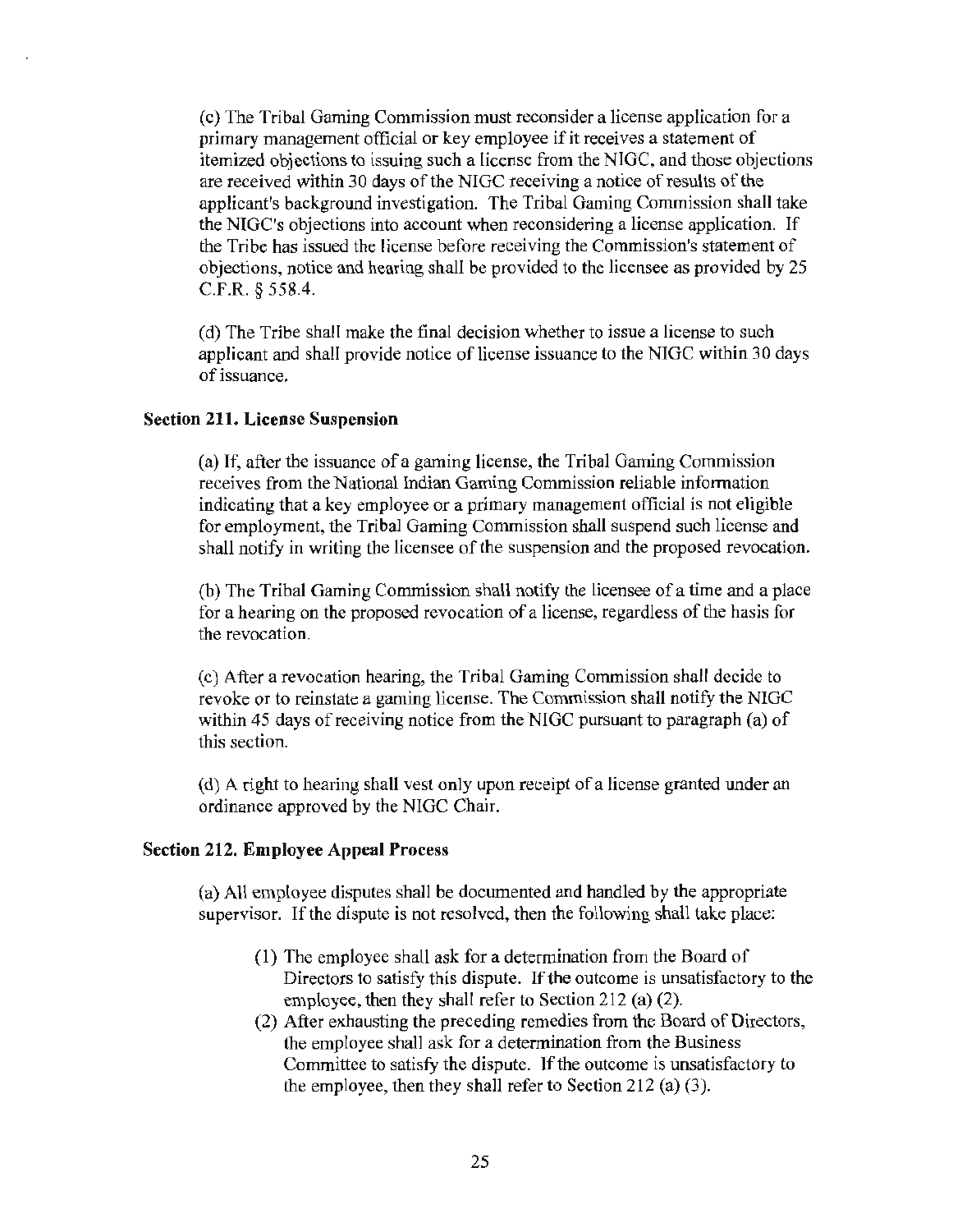(c) The Tribal Gaming Commission must reconsider a license application for a primary management official or key employee if it receives a statement of itemized objections to issuing such a license from the NIGC, and those objections are received within 30 days of the NIGC receiving a notice of results of the applicant's background investigation. The Tribal Gaming Commission shall take the NIGC's objections into account when reconsidering a license application. If the Tribe has issued the license before receiving the Commission's statement of objections, notice and hearing shall be provided to the licensee as provided by 25 C.F.R. § 558.4.

(d) The Tribe shall make the final decision whether to issue a license to such applicant and shall provide notice of license issuance to the NIGC within 30 days of issuance.

### Section 211. License Suspension

(a) If, after the issuance of a gaming license, the Tribal Gaming Commission receives from the National Indian Gaming Commission reliable information indicating that a key employee or a primary management official is not eligible for employment, the Tribal Gaming Commission shall suspend such license and shall notify in writing the licensee of the suspension and the proposed revocation.

(b) The Tribal Gaming Commission shall notify the licensee of a time and a place for a hearing on the proposed revocation of a license, regardless of the basis for the revocation.

(c) After a revocation hearing, the Tribal Gaming Commission shall decide to revoke or to reinstate a gaming license. The Commission shall notify the NIGC within 45 days of receiving notice from the NIGC pursuant to paragraph (a) of this section.

(d) A right to hearing shall vest only upon receipt of a license granted under an ordinance approved by the NIGC Chair.

### Section 212. Employee Appeal Process

(a) All employee disputes shall be documented and handled by the appropriate supervisor. If the dispute is not resolved, then the following shall take place:

1. The employee shall ask for a determination from the Board of Directors to satisfy this dispute. If the outcome is unsatisfactory to the employee, then they shall refer to Section 212 (a) (2).
2. After exhausting the preceding remedies from the Board of Directors, the employee shall ask for a determination from the Business Committee to satisfy the dispute. If the outcome is unsatisfactory to the employee, then they shall refer to Section 212 (a) (3).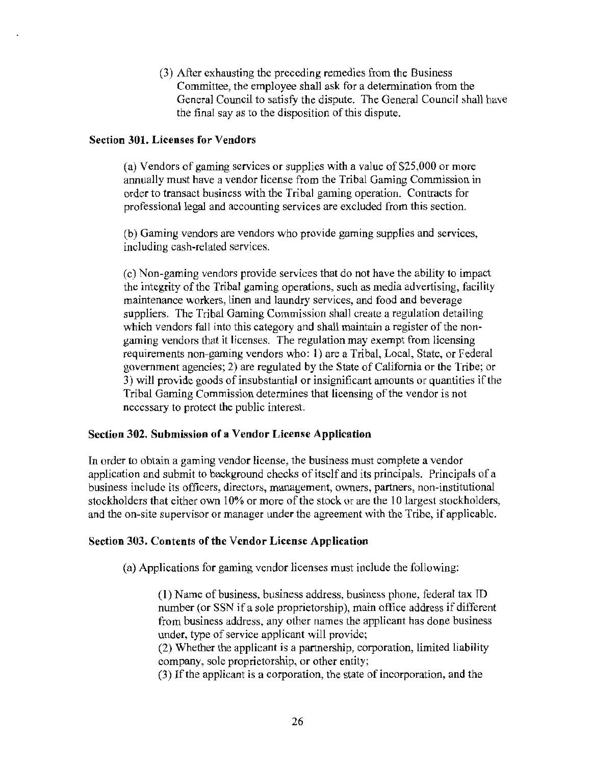(3) After exhausting the preceding remedies from the Business Committee, the employee shall ask for a determination from the General Council to satisfy the dispute. The General Council shall have the final say as to the disposition of this dispute.

**Section 301. Licenses for Vendors**

(a) Vendors of gaming services or supplies with a value of $25,000 or more annually must have a vendor license from the Tribal Gaming Commission in order to transact business with the Tribal gaming operation. Contracts for professional legal and accounting services are excluded from this section.

(b) Gaming vendors are vendors who provide gaming supplies and services, including cash-related services.

(c) Non-gaming vendors provide services that do not have the ability to impact the integrity of the Tribal gaming operations, such as media advertising, facility maintenance workers, linen and laundry services, and food and beverage suppliers. The Tribal Gaming Commission shall create a regulation detailing which vendors fall into this category and shall maintain a register of the non-gaming vendors that it licenses. The regulation may exempt from licensing requirements non-gaming vendors who: 1) are a Tribal, Local, State, or Federal government agencies; 2) are regulated by the State of California or the Tribe; or 3) will provide goods of insubstantial or insignificant amounts or quantities if the Tribal Gaming Commission determines that licensing of the vendor is not necessary to protect the public interest.

**Section 302. Submission of a Vendor License Application**

In order to obtain a gaming vendor license, the business must complete a vendor application and submit to background checks of itself and its principals. Principals of a business include its officers, directors, management, owners, partners, non-institutional stockholders that either own 10% or more of the stock or are the 10 largest stockholders, and the on-site supervisor or manager under the agreement with the Tribe, if applicable.

**Section 303. Contents of the Vendor License Application**

(a) Applications for gaming vendor licenses must include the following:

(1) Name of business, business address, business phone, federal tax ID number (or SSN if a sole proprietorship), main office address if different from business address, any other names the applicant has done business under, type of service applicant will provide;
(2) Whether the applicant is a partnership, corporation, limited liability company, sole proprietorship, or other entity;
(3) If the applicant is a corporation, the state of incorporation, and the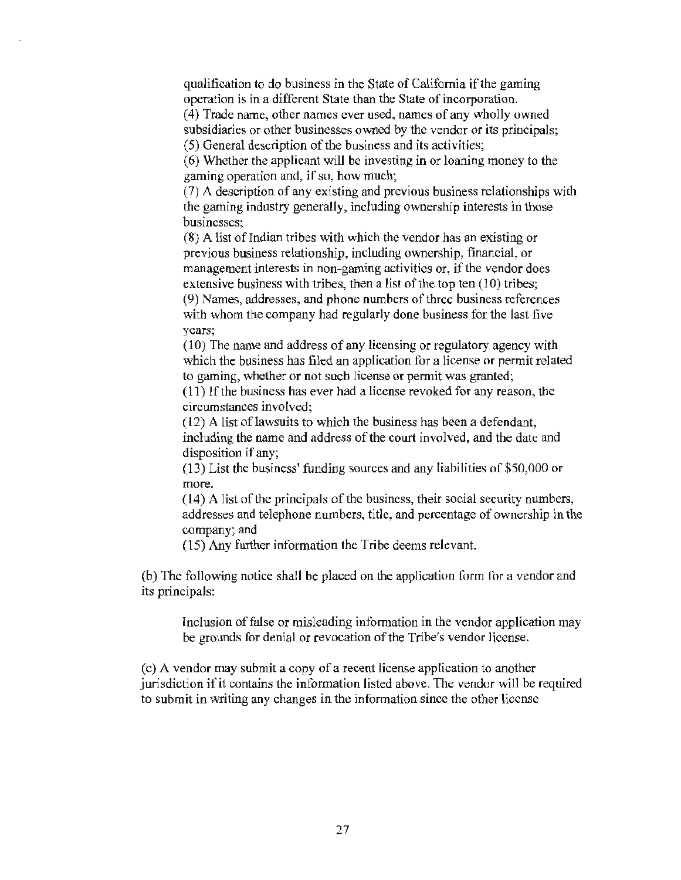qualification to do business in the State of California if the gaming operation is in a different State than the State of incorporation.

(4) Trade name, other names ever used, names of any wholly owned subsidiaries or other businesses owned by the vendor or its principals;

(5) General description of the business and its activities;

(6) Whether the applicant will be investing in or loaning money to the gaming operation and, if so, how much;

(7) A description of any existing and previous business relationships with the gaming industry generally, including ownership interests in those businesses;

(8) A list of Indian tribes with which the vendor has an existing or previous business relationship, including ownership, financial, or management interests in non-gaming activities or, if the vendor does extensive business with tribes, then a list of the top ten (10) tribes;

(9) Names, addresses, and phone numbers of three business references with whom the company had regularly done business for the last five years;

(10) The name and address of any licensing or regulatory agency with which the business has filed an application for a license or permit related to gaming, whether or not such license or permit was granted;

(11) If the business has ever had a license revoked for any reason, the circumstances involved;

(12) A list of lawsuits to which the business has been a defendant, including the name and address of the court involved, and the date and disposition if any;

(13) List the business' funding sources and any liabilities of $50,000 or more.

(14) A list of the principals of the business, their social security numbers, addresses and telephone numbers, title, and percentage of ownership in the company; and

(15) Any further information the Tribe deems relevant.

(b) The following notice shall be placed on the application form for a vendor and its principals:

> Inclusion of false or misleading information in the vendor application may be grounds for denial or revocation of the Tribe's vendor license.

(c) A vendor may submit a copy of a recent license application to another jurisdiction if it contains the information listed above. The vendor will be required to submit in writing any changes in the information since the other license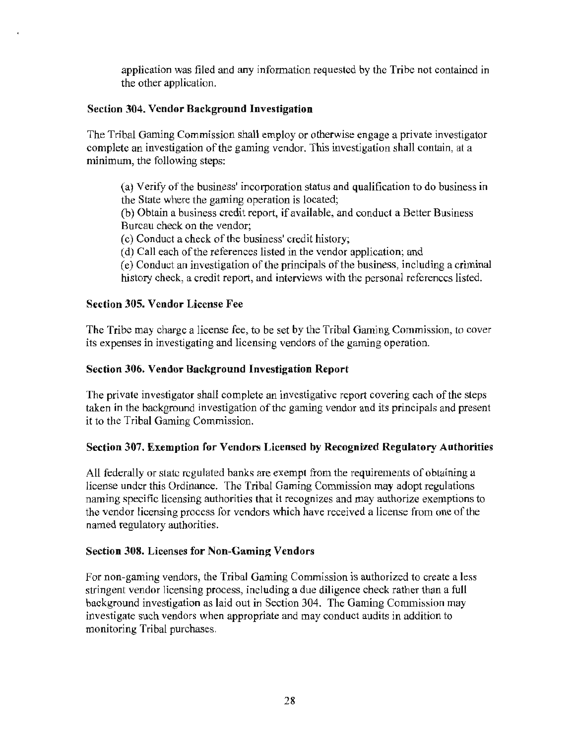application was filed and any information requested by the Tribe not contained in the other application.

**Section 304. Vendor Background Investigation**

The Tribal Gaming Commission shall employ or otherwise engage a private investigator complete an investigation of the gaming vendor. This investigation shall contain, at a minimum, the following steps:

(a) Verify of the business' incorporation status and qualification to do business in the State where the gaming operation is located;
(b) Obtain a business credit report, if available, and conduct a Better Business Bureau check on the vendor;
(c) Conduct a check of the business' credit history;
(d) Call each of the references listed in the vendor application; and
(e) Conduct an investigation of the principals of the business, including a criminal history check, a credit report, and interviews with the personal references listed.

**Section 305. Vendor License Fee**

The Tribe may charge a license fee, to be set by the Tribal Gaming Commission, to cover its expenses in investigating and licensing vendors of the gaming operation.

**Section 306. Vendor Background Investigation Report**

The private investigator shall complete an investigative report covering each of the steps taken in the background investigation of the gaming vendor and its principals and present it to the Tribal Gaming Commission.

**Section 307. Exemption for Vendors Licensed by Recognized Regulatory Authorities**

All federally or state regulated banks are exempt from the requirements of obtaining a license under this Ordinance. The Tribal Gaming Commission may adopt regulations naming specific licensing authorities that it recognizes and may authorize exemptions to the vendor licensing process for vendors which have received a license from one of the named regulatory authorities.

**Section 308. Licenses for Non-Gaming Vendors**

For non-gaming vendors, the Tribal Gaming Commission is authorized to create a less stringent vendor licensing process, including a due diligence check rather than a full background investigation as laid out in Section 304. The Gaming Commission may investigate such vendors when appropriate and may conduct audits in addition to monitoring Tribal purchases.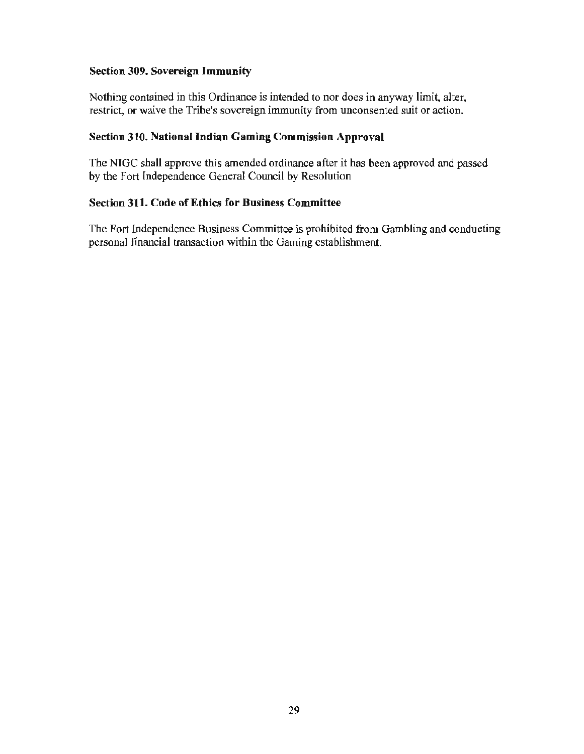**Section 309. Sovereign Immunity**

Nothing contained in this Ordinance is intended to nor does in anyway limit, alter, restrict, or waive the Tribe's sovereign immunity from unconsented suit or action.

**Section 310. National Indian Gaming Commission Approval**

The NIGC shall approve this amended ordinance after it has been approved and passed by the Fort Independence General Council by Resolution

**Section 311. Code of Ethics for Business Committee**

The Fort Independence Business Committee is prohibited from Gambling and conducting personal financial transaction within the Gaming establishment.